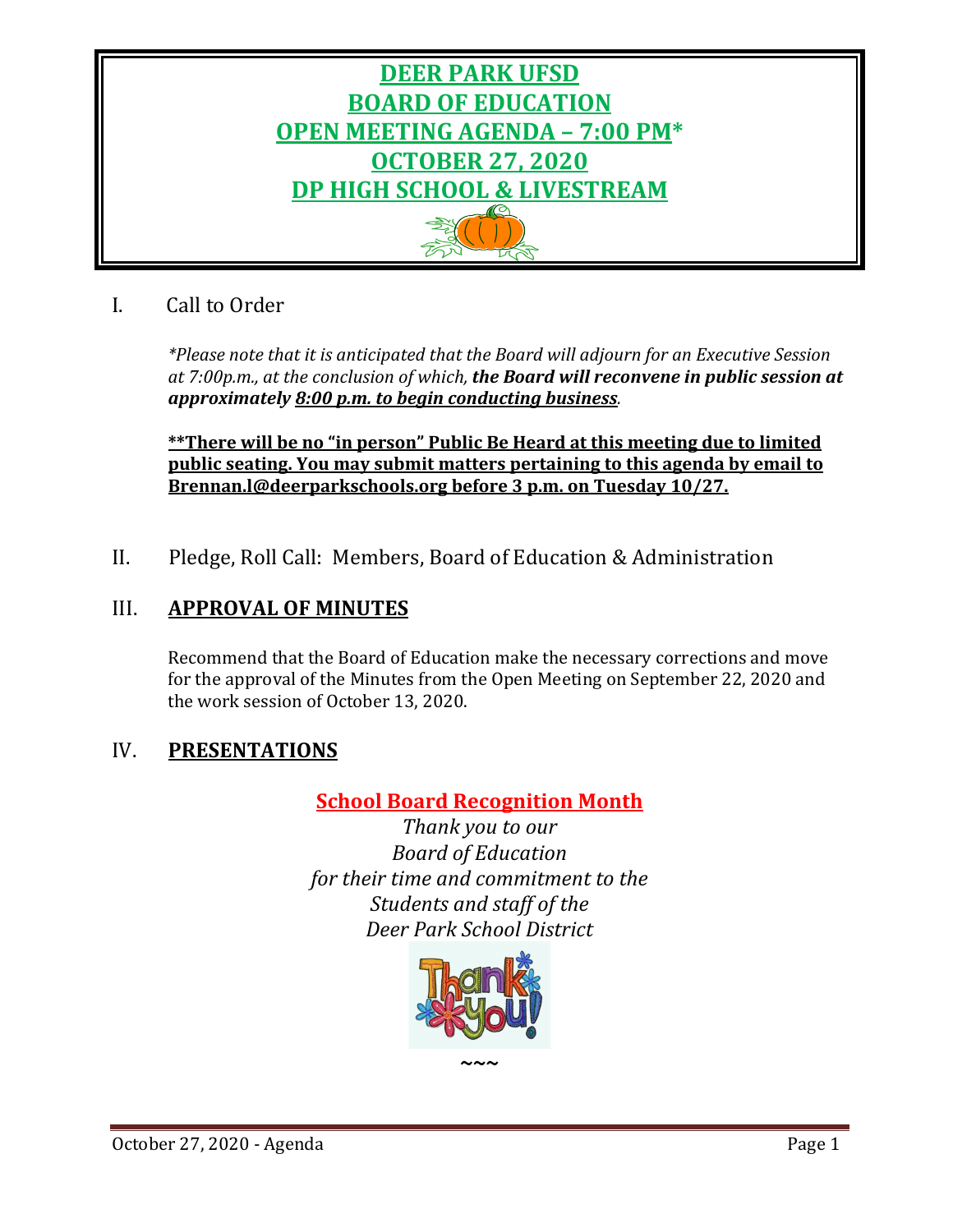# DEER PARK UFSD
# BOARD OF EDUCATION
# OPEN MEETING AGENDA – 7:00 PM*
# OCTOBER 27, 2020
# DP HIGH SCHOOL & LIVESTREAM

I. Call to Order

*\*Please note that it is anticipated that the Board will adjourn for an Executive Session at 7:00p.m., at the conclusion of which,* ***the Board will reconvene in public session at approximately 8:00 p.m. to begin conducting business****.*

**\*\*There will be no "in person" Public Be Heard at this meeting due to limited public seating. You may submit matters pertaining to this agenda by email to Brennan.l@deerparkschools.org before 3 p.m. on Tuesday 10/27.**

II. Pledge, Roll Call: Members, Board of Education & Administration

## III. APPROVAL OF MINUTES

Recommend that the Board of Education make the necessary corrections and move for the approval of the Minutes from the Open Meeting on September 22, 2020 and the work session of October 13, 2020.

## IV. PRESENTATIONS

**School Board Recognition Month**

*Thank you to our*
*Board of Education*
*for their time and commitment to the*
*Students and staff of the*
*Deer Park School District*

~~~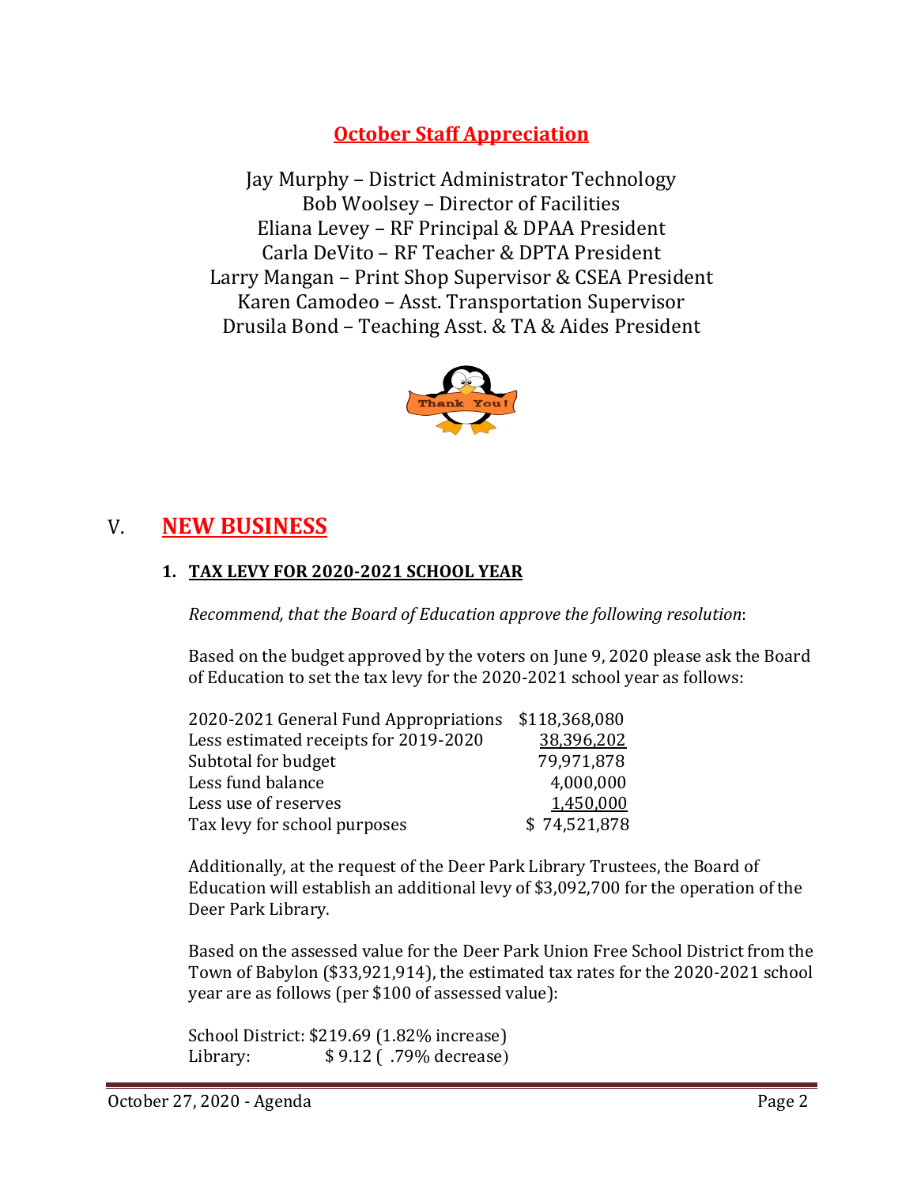## October Staff Appreciation

Jay Murphy – District Administrator Technology
Bob Woolsey – Director of Facilities
Eliana Levey – RF Principal & DPAA President
Carla DeVito – RF Teacher & DPTA President
Larry Mangan – Print Shop Supervisor & CSEA President
Karen Camodeo – Asst. Transportation Supervisor
Drusila Bond – Teaching Asst. & TA & Aides President

# V. NEW BUSINESS

### 1. TAX LEVY FOR 2020-2021 SCHOOL YEAR

*Recommend, that the Board of Education approve the following resolution*:

Based on the budget approved by the voters on June 9, 2020 please ask the Board of Education to set the tax levy for the 2020-2021 school year as follows:

| | |
|---|---|
| 2020-2021 General Fund Appropriations | $118,368,080 |
| Less estimated receipts for 2019-2020 | 38,396,202 |
| Subtotal for budget | 79,971,878 |
| Less fund balance | 4,000,000 |
| Less use of reserves | 1,450,000 |
| Tax levy for school purposes | $ 74,521,878 |

Additionally, at the request of the Deer Park Library Trustees, the Board of Education will establish an additional levy of $3,092,700 for the operation of the Deer Park Library.

Based on the assessed value for the Deer Park Union Free School District from the Town of Babylon ($33,921,914), the estimated tax rates for the 2020-2021 school year are as follows (per $100 of assessed value):

School District: $219.69 (1.82% increase)
Library: $ 9.12 ( .79% decrease)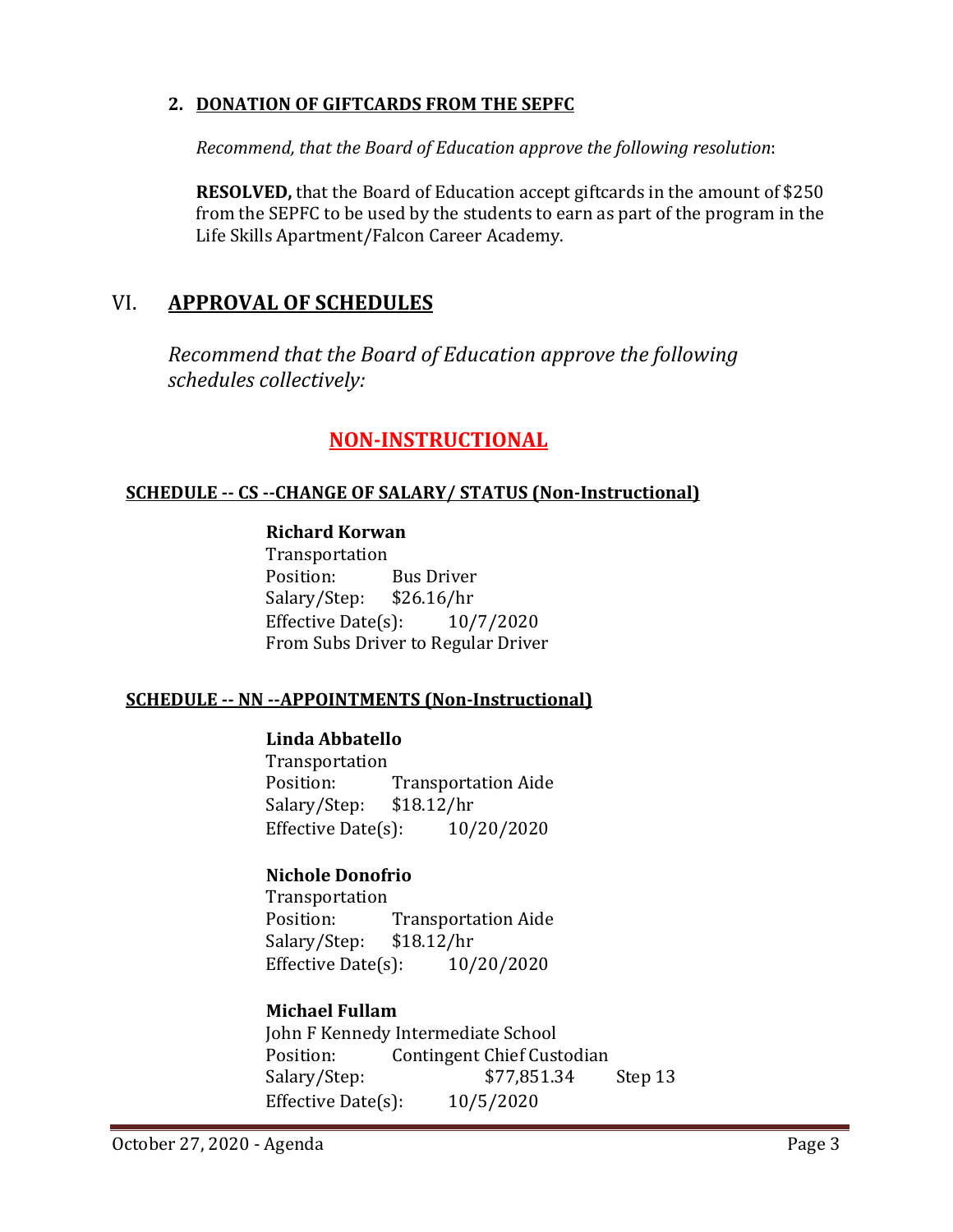**2. DONATION OF GIFTCARDS FROM THE SEPFC**

*Recommend, that the Board of Education approve the following resolution*:

**RESOLVED,** that the Board of Education accept giftcards in the amount of $250 from the SEPFC to be used by the students to earn as part of the program in the Life Skills Apartment/Falcon Career Academy.

## VI. APPROVAL OF SCHEDULES

*Recommend that the Board of Education approve the following schedules collectively:*

## NON-INSTRUCTIONAL

### SCHEDULE -- CS --CHANGE OF SALARY/ STATUS (Non-Instructional)

**Richard Korwan**
Transportation
Position: Bus Driver
Salary/Step: $26.16/hr
Effective Date(s): 10/7/2020
From Subs Driver to Regular Driver

### SCHEDULE -- NN --APPOINTMENTS (Non-Instructional)

**Linda Abbatello**
Transportation
Position: Transportation Aide
Salary/Step: $18.12/hr
Effective Date(s): 10/20/2020

**Nichole Donofrio**
Transportation
Position: Transportation Aide
Salary/Step: $18.12/hr
Effective Date(s): 10/20/2020

**Michael Fullam**
John F Kennedy Intermediate School
Position: Contingent Chief Custodian
Salary/Step: $77,851.34 Step 13
Effective Date(s): 10/5/2020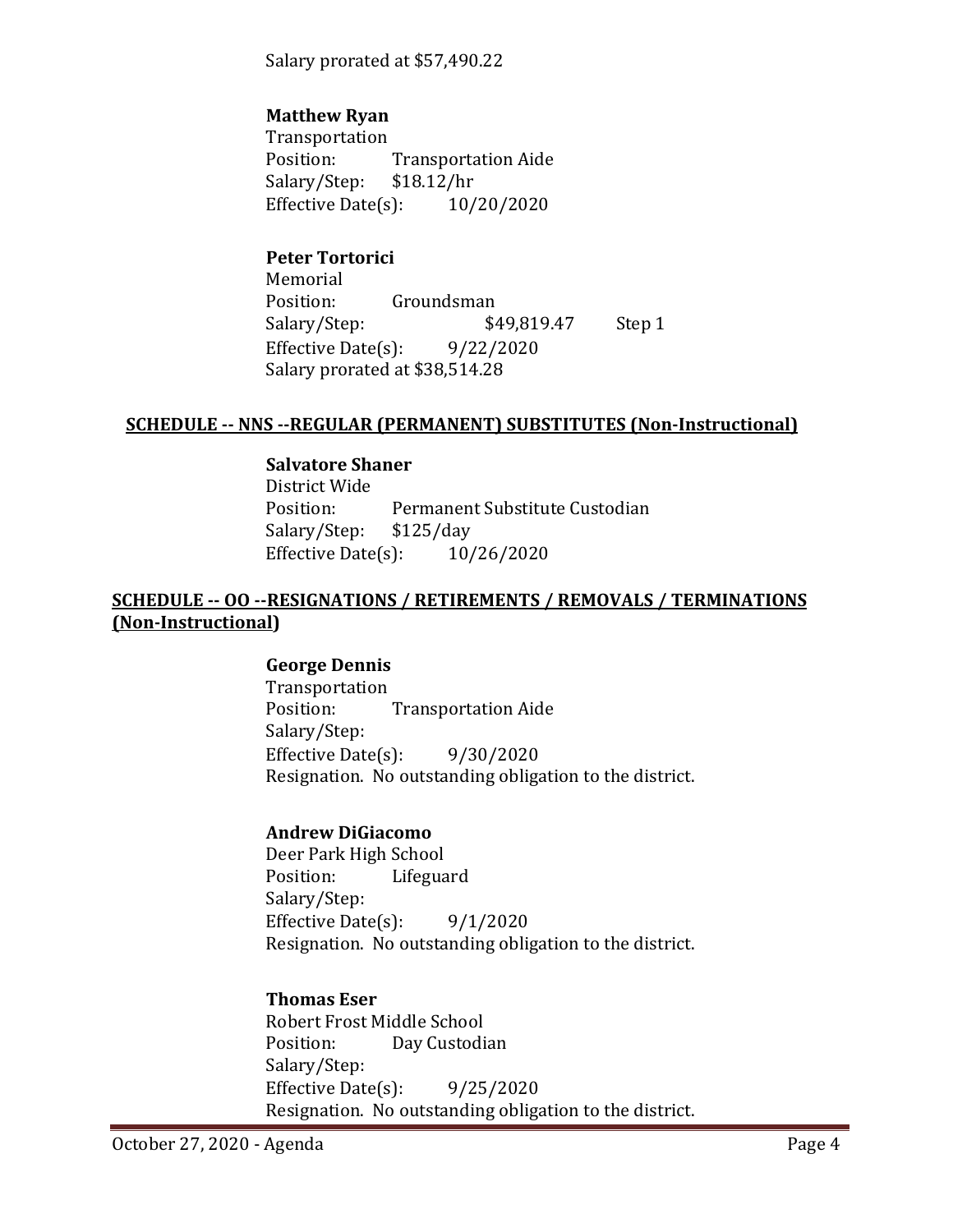Salary prorated at $57,490.22

**Matthew Ryan**
Transportation
Position: Transportation Aide
Salary/Step: $18.12/hr
Effective Date(s): 10/20/2020

**Peter Tortorici**
Memorial
Position: Groundsman
Salary/Step: $49,819.47 Step 1
Effective Date(s): 9/22/2020
Salary prorated at $38,514.28

**SCHEDULE -- NNS --REGULAR (PERMANENT) SUBSTITUTES (Non-Instructional)**

**Salvatore Shaner**
District Wide
Position: Permanent Substitute Custodian
Salary/Step: $125/day
Effective Date(s): 10/26/2020

**SCHEDULE -- OO --RESIGNATIONS / RETIREMENTS / REMOVALS / TERMINATIONS (Non-Instructional)**

**George Dennis**
Transportation
Position: Transportation Aide
Salary/Step:
Effective Date(s): 9/30/2020
Resignation. No outstanding obligation to the district.

**Andrew DiGiacomo**
Deer Park High School
Position: Lifeguard
Salary/Step:
Effective Date(s): 9/1/2020
Resignation. No outstanding obligation to the district.

**Thomas Eser**
Robert Frost Middle School
Position: Day Custodian
Salary/Step:
Effective Date(s): 9/25/2020
Resignation. No outstanding obligation to the district.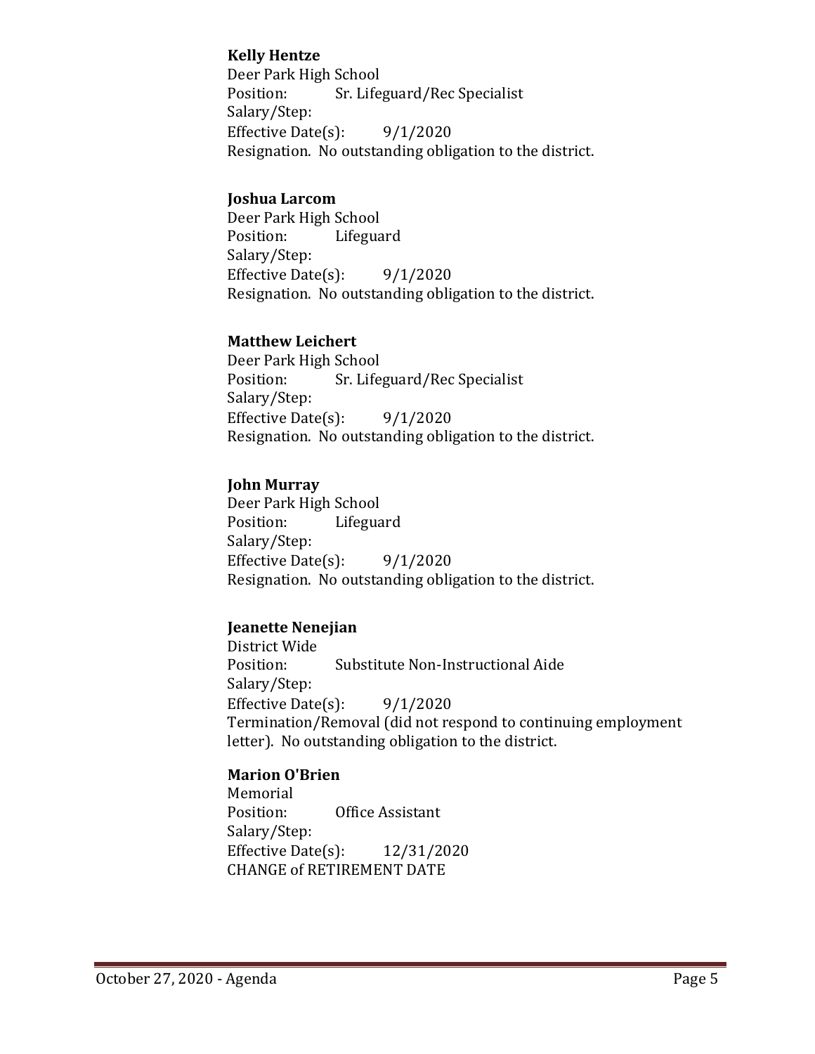**Kelly Hentze**
Deer Park High School
Position: Sr. Lifeguard/Rec Specialist
Salary/Step:
Effective Date(s): 9/1/2020
Resignation. No outstanding obligation to the district.

**Joshua Larcom**
Deer Park High School
Position: Lifeguard
Salary/Step:
Effective Date(s): 9/1/2020
Resignation. No outstanding obligation to the district.

**Matthew Leichert**
Deer Park High School
Position: Sr. Lifeguard/Rec Specialist
Salary/Step:
Effective Date(s): 9/1/2020
Resignation. No outstanding obligation to the district.

**John Murray**
Deer Park High School
Position: Lifeguard
Salary/Step:
Effective Date(s): 9/1/2020
Resignation. No outstanding obligation to the district.

**Jeanette Nenejian**
District Wide
Position: Substitute Non-Instructional Aide
Salary/Step:
Effective Date(s): 9/1/2020
Termination/Removal (did not respond to continuing employment letter). No outstanding obligation to the district.

**Marion O'Brien**
Memorial
Position: Office Assistant
Salary/Step:
Effective Date(s): 12/31/2020
CHANGE of RETIREMENT DATE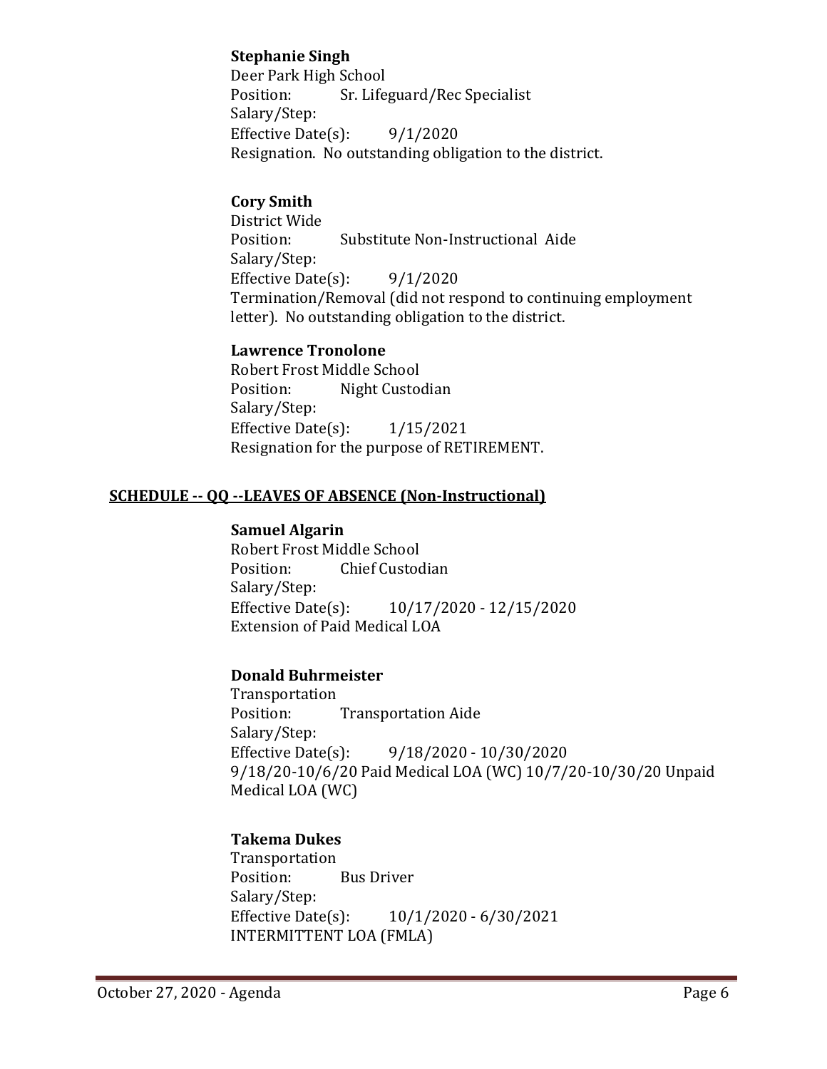**Stephanie Singh**
Deer Park High School
Position: Sr. Lifeguard/Rec Specialist
Salary/Step:
Effective Date(s): 9/1/2020
Resignation. No outstanding obligation to the district.

**Cory Smith**
District Wide
Position: Substitute Non-Instructional Aide
Salary/Step:
Effective Date(s): 9/1/2020
Termination/Removal (did not respond to continuing employment letter). No outstanding obligation to the district.

**Lawrence Tronolone**
Robert Frost Middle School
Position: Night Custodian
Salary/Step:
Effective Date(s): 1/15/2021
Resignation for the purpose of RETIREMENT.

## SCHEDULE -- QQ --LEAVES OF ABSENCE (Non-Instructional)

**Samuel Algarin**
Robert Frost Middle School
Position: Chief Custodian
Salary/Step:
Effective Date(s): 10/17/2020 - 12/15/2020
Extension of Paid Medical LOA

**Donald Buhrmeister**
Transportation
Position: Transportation Aide
Salary/Step:
Effective Date(s): 9/18/2020 - 10/30/2020
9/18/20-10/6/20 Paid Medical LOA (WC) 10/7/20-10/30/20 Unpaid Medical LOA (WC)

**Takema Dukes**
Transportation
Position: Bus Driver
Salary/Step:
Effective Date(s): 10/1/2020 - 6/30/2021
INTERMITTENT LOA (FMLA)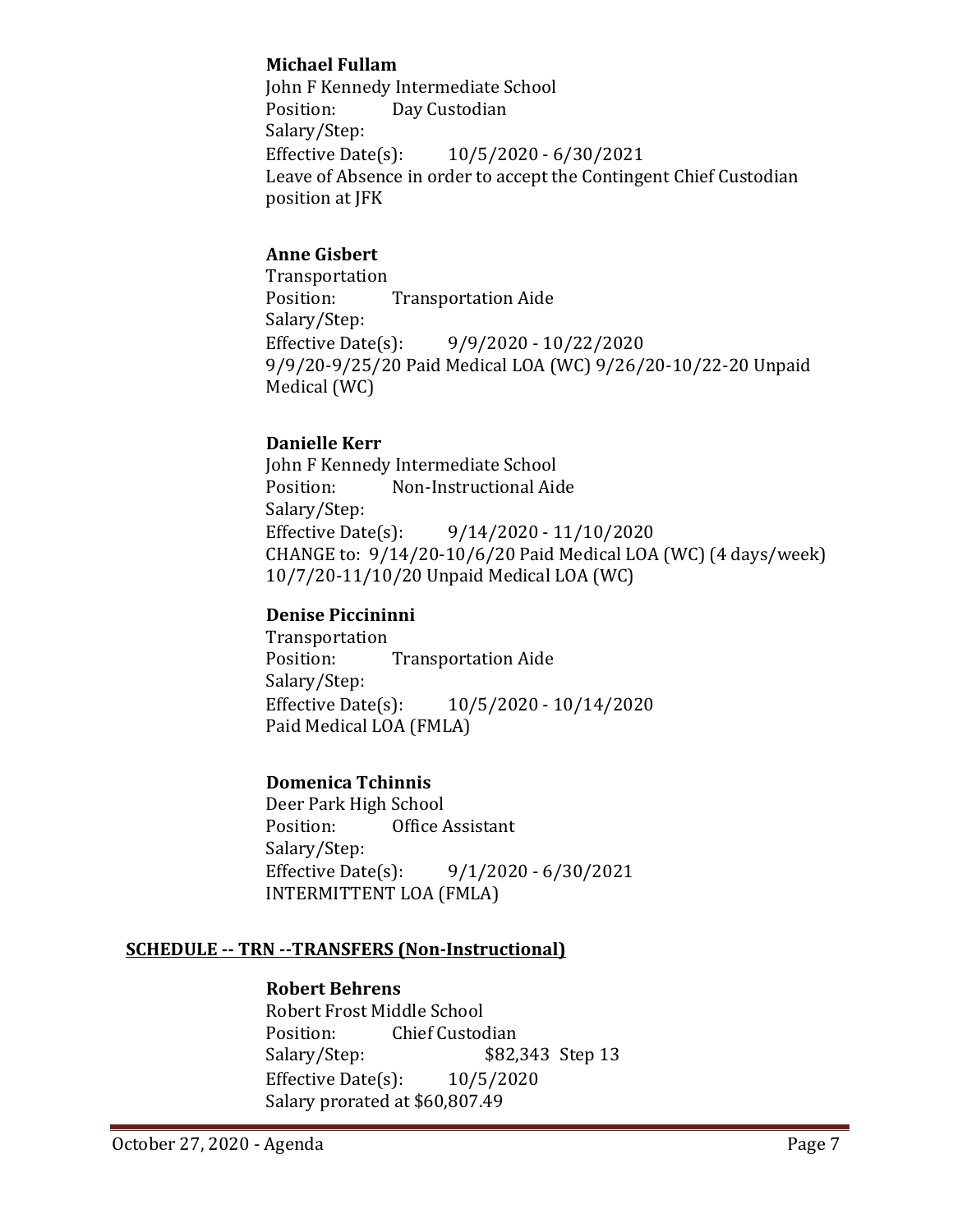**Michael Fullam**
John F Kennedy Intermediate School
Position: Day Custodian
Salary/Step:
Effective Date(s): 10/5/2020 - 6/30/2021
Leave of Absence in order to accept the Contingent Chief Custodian position at JFK

**Anne Gisbert**
Transportation
Position: Transportation Aide
Salary/Step:
Effective Date(s): 9/9/2020 - 10/22/2020
9/9/20-9/25/20 Paid Medical LOA (WC) 9/26/20-10/22-20 Unpaid Medical (WC)

**Danielle Kerr**
John F Kennedy Intermediate School
Position: Non-Instructional Aide
Salary/Step:
Effective Date(s): 9/14/2020 - 11/10/2020
CHANGE to: 9/14/20-10/6/20 Paid Medical LOA (WC) (4 days/week) 10/7/20-11/10/20 Unpaid Medical LOA (WC)

**Denise Piccininni**
Transportation
Position: Transportation Aide
Salary/Step:
Effective Date(s): 10/5/2020 - 10/14/2020
Paid Medical LOA (FMLA)

**Domenica Tchinnis**
Deer Park High School
Position: Office Assistant
Salary/Step:
Effective Date(s): 9/1/2020 - 6/30/2021
INTERMITTENT LOA (FMLA)

## SCHEDULE -- TRN --TRANSFERS (Non-Instructional)

**Robert Behrens**
Robert Frost Middle School
Position: Chief Custodian
Salary/Step: $82,343 Step 13
Effective Date(s): 10/5/2020
Salary prorated at $60,807.49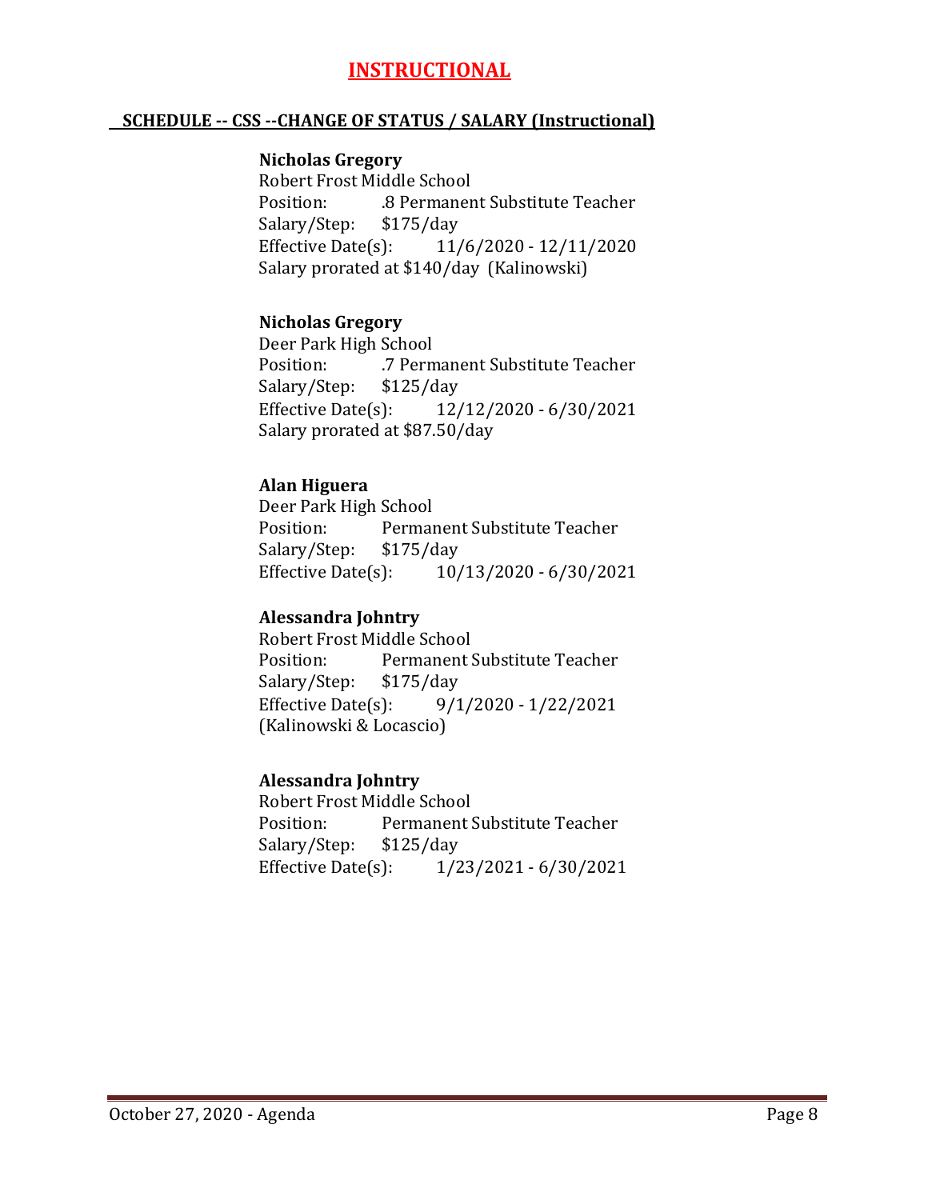# INSTRUCTIONAL

## SCHEDULE -- CSS --CHANGE OF STATUS / SALARY (Instructional)

**Nicholas Gregory**
Robert Frost Middle School
Position: .8 Permanent Substitute Teacher
Salary/Step: $175/day
Effective Date(s): 11/6/2020 - 12/11/2020
Salary prorated at $140/day (Kalinowski)

**Nicholas Gregory**
Deer Park High School
Position: .7 Permanent Substitute Teacher
Salary/Step: $125/day
Effective Date(s): 12/12/2020 - 6/30/2021
Salary prorated at $87.50/day

**Alan Higuera**
Deer Park High School
Position: Permanent Substitute Teacher
Salary/Step: $175/day
Effective Date(s): 10/13/2020 - 6/30/2021

**Alessandra Johntry**
Robert Frost Middle School
Position: Permanent Substitute Teacher
Salary/Step: $175/day
Effective Date(s): 9/1/2020 - 1/22/2021
(Kalinowski & Locascio)

**Alessandra Johntry**
Robert Frost Middle School
Position: Permanent Substitute Teacher
Salary/Step: $125/day
Effective Date(s): 1/23/2021 - 6/30/2021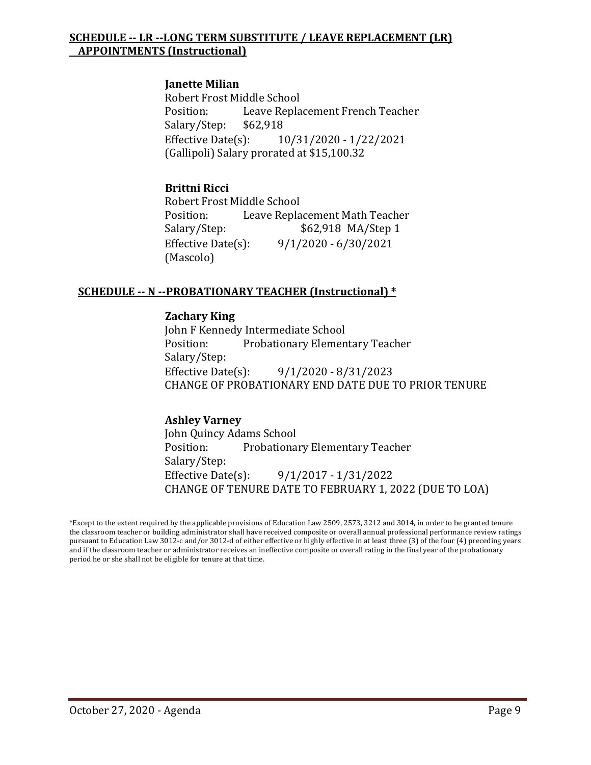**SCHEDULE -- LR --LONG TERM SUBSTITUTE / LEAVE REPLACEMENT (LR) APPOINTMENTS (Instructional)**

**Janette Milian**
Robert Frost Middle School
Position: Leave Replacement French Teacher
Salary/Step: $62,918
Effective Date(s): 10/31/2020 - 1/22/2021
(Gallipoli) Salary prorated at $15,100.32

**Brittni Ricci**
Robert Frost Middle School
Position: Leave Replacement Math Teacher
Salary/Step: $62,918 MA/Step 1
Effective Date(s): 9/1/2020 - 6/30/2021
(Mascolo)

**SCHEDULE -- N --PROBATIONARY TEACHER (Instructional) ***

**Zachary King**
John F Kennedy Intermediate School
Position: Probationary Elementary Teacher
Salary/Step:
Effective Date(s): 9/1/2020 - 8/31/2023
CHANGE OF PROBATIONARY END DATE DUE TO PRIOR TENURE

**Ashley Varney**
John Quincy Adams School
Position: Probationary Elementary Teacher
Salary/Step:
Effective Date(s): 9/1/2017 - 1/31/2022
CHANGE OF TENURE DATE TO FEBRUARY 1, 2022 (DUE TO LOA)

*Except to the extent required by the applicable provisions of Education Law 2509, 2573, 3212 and 3014, in order to be granted tenure the classroom teacher or building administrator shall have received composite or overall annual professional performance review ratings pursuant to Education Law 3012-c and/or 3012-d of either effective or highly effective in at least three (3) of the four (4) preceding years and if the classroom teacher or administrator receives an ineffective composite or overall rating in the final year of the probationary period he or she shall not be eligible for tenure at that time.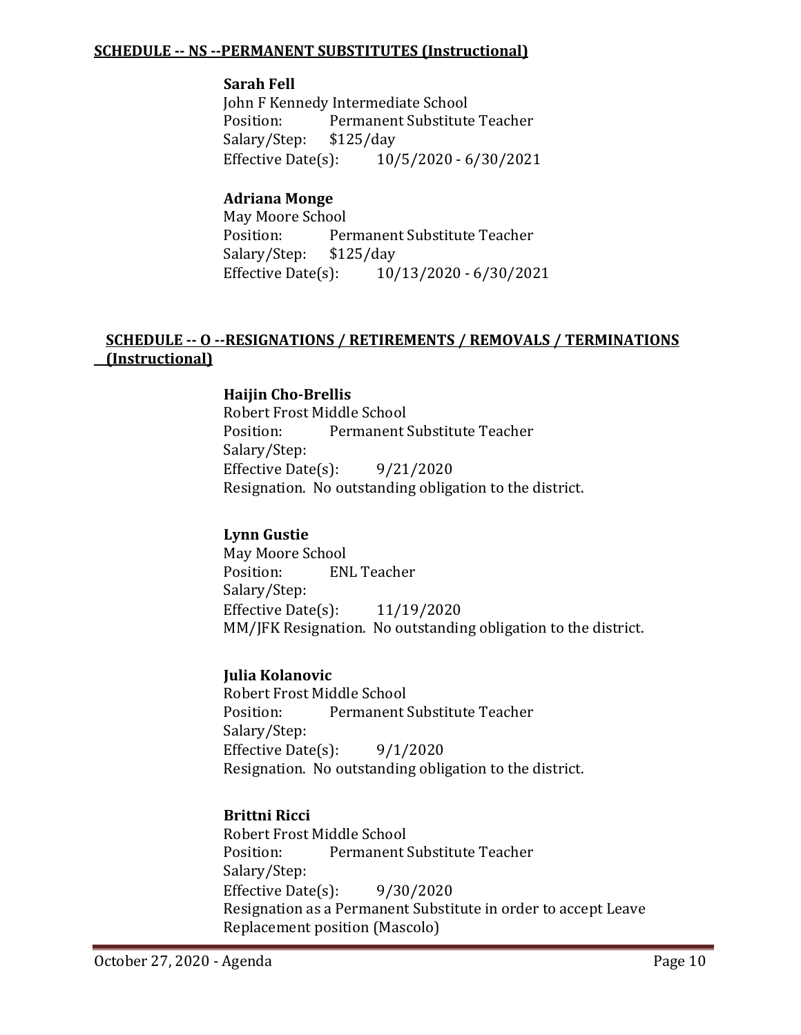**SCHEDULE -- NS --PERMANENT SUBSTITUTES (Instructional)**

**Sarah Fell**
John F Kennedy Intermediate School
Position: Permanent Substitute Teacher
Salary/Step: $125/day
Effective Date(s): 10/5/2020 - 6/30/2021

**Adriana Monge**
May Moore School
Position: Permanent Substitute Teacher
Salary/Step: $125/day
Effective Date(s): 10/13/2020 - 6/30/2021

**SCHEDULE -- O --RESIGNATIONS / RETIREMENTS / REMOVALS / TERMINATIONS (Instructional)**

**Haijin Cho-Brellis**
Robert Frost Middle School
Position: Permanent Substitute Teacher
Salary/Step:
Effective Date(s): 9/21/2020
Resignation. No outstanding obligation to the district.

**Lynn Gustie**
May Moore School
Position: ENL Teacher
Salary/Step:
Effective Date(s): 11/19/2020
MM/JFK Resignation. No outstanding obligation to the district.

**Julia Kolanovic**
Robert Frost Middle School
Position: Permanent Substitute Teacher
Salary/Step:
Effective Date(s): 9/1/2020
Resignation. No outstanding obligation to the district.

**Brittni Ricci**
Robert Frost Middle School
Position: Permanent Substitute Teacher
Salary/Step:
Effective Date(s): 9/30/2020
Resignation as a Permanent Substitute in order to accept Leave Replacement position (Mascolo)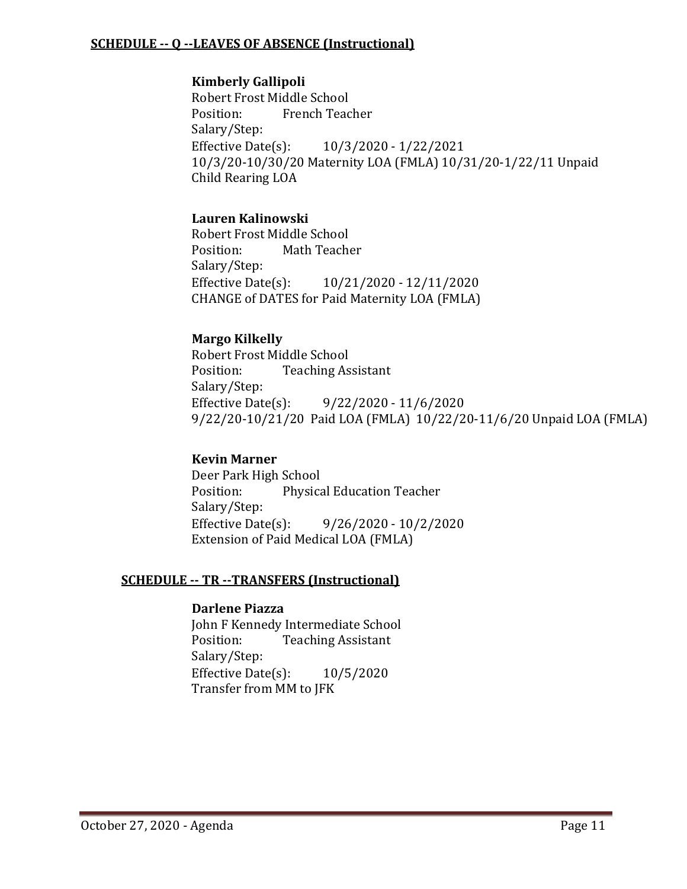**SCHEDULE -- Q --LEAVES OF ABSENCE (Instructional)**

**Kimberly Gallipoli**
Robert Frost Middle School
Position: French Teacher
Salary/Step:
Effective Date(s): 10/3/2020 - 1/22/2021
10/3/20-10/30/20 Maternity LOA (FMLA) 10/31/20-1/22/11 Unpaid Child Rearing LOA

**Lauren Kalinowski**
Robert Frost Middle School
Position: Math Teacher
Salary/Step:
Effective Date(s): 10/21/2020 - 12/11/2020
CHANGE of DATES for Paid Maternity LOA (FMLA)

**Margo Kilkelly**
Robert Frost Middle School
Position: Teaching Assistant
Salary/Step:
Effective Date(s): 9/22/2020 - 11/6/2020
9/22/20-10/21/20 Paid LOA (FMLA) 10/22/20-11/6/20 Unpaid LOA (FMLA)

**Kevin Marner**
Deer Park High School
Position: Physical Education Teacher
Salary/Step:
Effective Date(s): 9/26/2020 - 10/2/2020
Extension of Paid Medical LOA (FMLA)

**SCHEDULE -- TR --TRANSFERS (Instructional)**

**Darlene Piazza**
John F Kennedy Intermediate School
Position: Teaching Assistant
Salary/Step:
Effective Date(s): 10/5/2020
Transfer from MM to JFK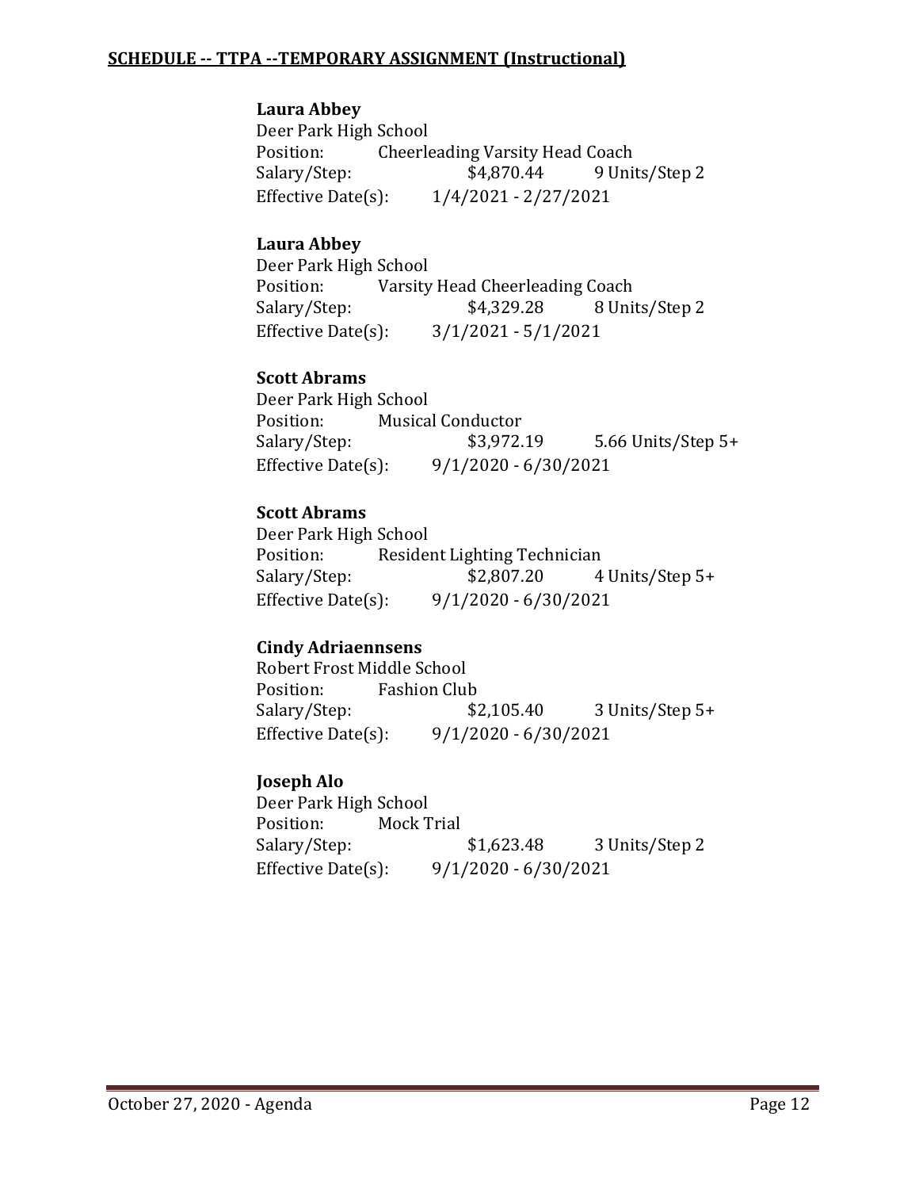**SCHEDULE -- TTPA --TEMPORARY ASSIGNMENT (Instructional)**

**Laura Abbey**
Deer Park High School
Position: Cheerleading Varsity Head Coach
Salary/Step: $4,870.44 9 Units/Step 2
Effective Date(s): 1/4/2021 - 2/27/2021

**Laura Abbey**
Deer Park High School
Position: Varsity Head Cheerleading Coach
Salary/Step: $4,329.28 8 Units/Step 2
Effective Date(s): 3/1/2021 - 5/1/2021

**Scott Abrams**
Deer Park High School
Position: Musical Conductor
Salary/Step: $3,972.19 5.66 Units/Step 5+
Effective Date(s): 9/1/2020 - 6/30/2021

**Scott Abrams**
Deer Park High School
Position: Resident Lighting Technician
Salary/Step: $2,807.20 4 Units/Step 5+
Effective Date(s): 9/1/2020 - 6/30/2021

**Cindy Adriaennsens**
Robert Frost Middle School
Position: Fashion Club
Salary/Step: $2,105.40 3 Units/Step 5+
Effective Date(s): 9/1/2020 - 6/30/2021

**Joseph Alo**
Deer Park High School
Position: Mock Trial
Salary/Step: $1,623.48 3 Units/Step 2
Effective Date(s): 9/1/2020 - 6/30/2021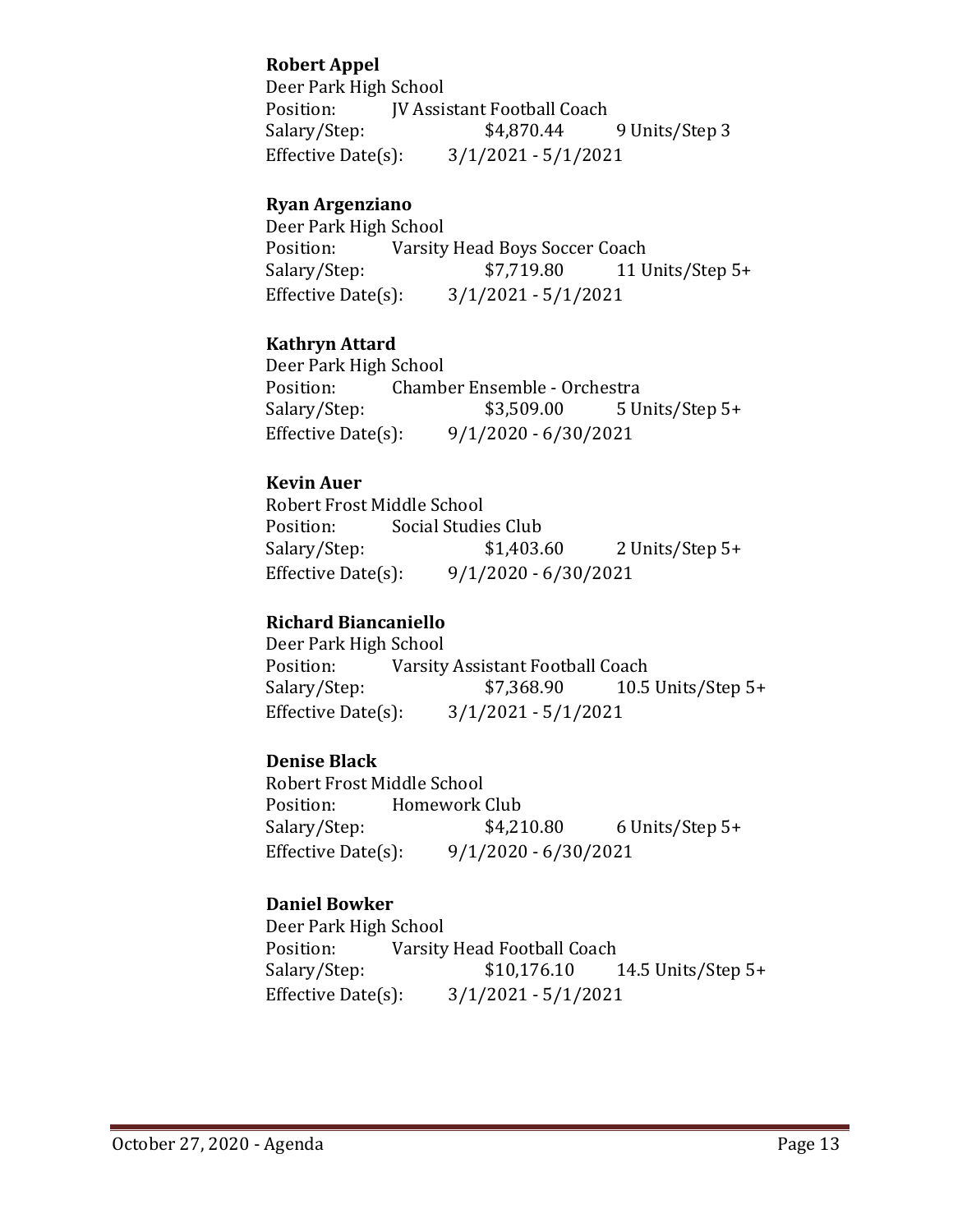**Robert Appel**
Deer Park High School
Position: JV Assistant Football Coach
Salary/Step: $4,870.44 9 Units/Step 3
Effective Date(s): 3/1/2021 - 5/1/2021

**Ryan Argenziano**
Deer Park High School
Position: Varsity Head Boys Soccer Coach
Salary/Step: $7,719.80 11 Units/Step 5+
Effective Date(s): 3/1/2021 - 5/1/2021

**Kathryn Attard**
Deer Park High School
Position: Chamber Ensemble - Orchestra
Salary/Step: $3,509.00 5 Units/Step 5+
Effective Date(s): 9/1/2020 - 6/30/2021

**Kevin Auer**
Robert Frost Middle School
Position: Social Studies Club
Salary/Step: $1,403.60 2 Units/Step 5+
Effective Date(s): 9/1/2020 - 6/30/2021

**Richard Biancaniello**
Deer Park High School
Position: Varsity Assistant Football Coach
Salary/Step: $7,368.90 10.5 Units/Step 5+
Effective Date(s): 3/1/2021 - 5/1/2021

**Denise Black**
Robert Frost Middle School
Position: Homework Club
Salary/Step: $4,210.80 6 Units/Step 5+
Effective Date(s): 9/1/2020 - 6/30/2021

**Daniel Bowker**
Deer Park High School
Position: Varsity Head Football Coach
Salary/Step: $10,176.10 14.5 Units/Step 5+
Effective Date(s): 3/1/2021 - 5/1/2021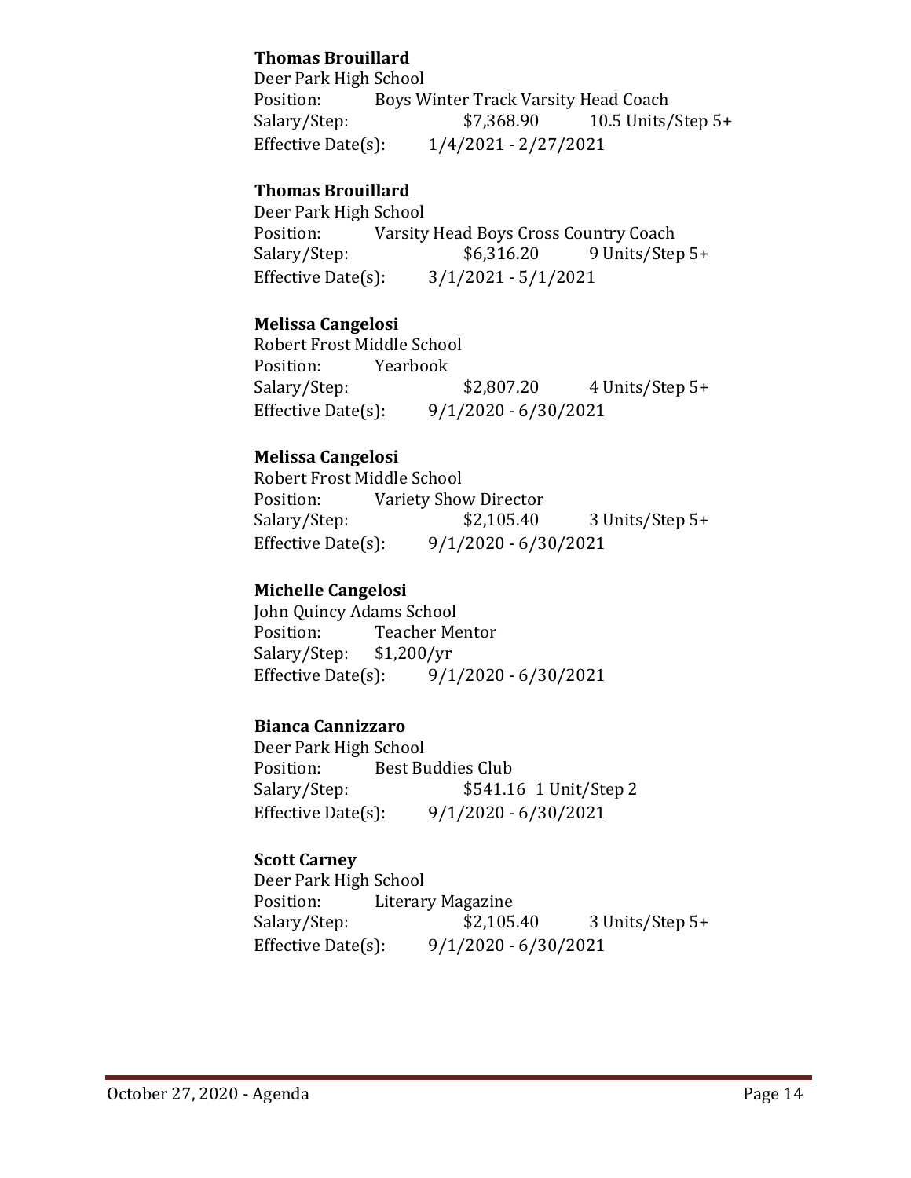**Thomas Brouillard**
Deer Park High School
Position: Boys Winter Track Varsity Head Coach
Salary/Step: $7,368.90 10.5 Units/Step 5+
Effective Date(s): 1/4/2021 - 2/27/2021

**Thomas Brouillard**
Deer Park High School
Position: Varsity Head Boys Cross Country Coach
Salary/Step: $6,316.20 9 Units/Step 5+
Effective Date(s): 3/1/2021 - 5/1/2021

**Melissa Cangelosi**
Robert Frost Middle School
Position: Yearbook
Salary/Step: $2,807.20 4 Units/Step 5+
Effective Date(s): 9/1/2020 - 6/30/2021

**Melissa Cangelosi**
Robert Frost Middle School
Position: Variety Show Director
Salary/Step: $2,105.40 3 Units/Step 5+
Effective Date(s): 9/1/2020 - 6/30/2021

**Michelle Cangelosi**
John Quincy Adams School
Position: Teacher Mentor
Salary/Step: $1,200/yr
Effective Date(s): 9/1/2020 - 6/30/2021

**Bianca Cannizzaro**
Deer Park High School
Position: Best Buddies Club
Salary/Step: $541.16 1 Unit/Step 2
Effective Date(s): 9/1/2020 - 6/30/2021

**Scott Carney**
Deer Park High School
Position: Literary Magazine
Salary/Step: $2,105.40 3 Units/Step 5+
Effective Date(s): 9/1/2020 - 6/30/2021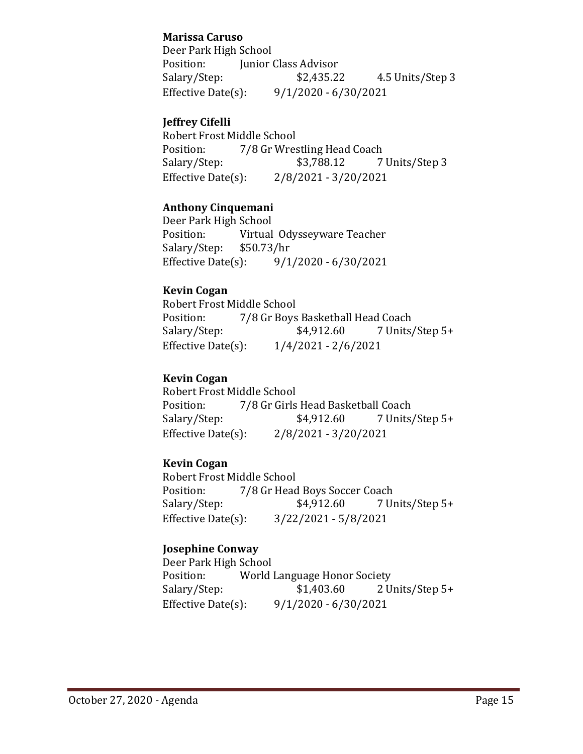**Marissa Caruso**
Deer Park High School
Position: Junior Class Advisor
Salary/Step: $2,435.22 4.5 Units/Step 3
Effective Date(s): 9/1/2020 - 6/30/2021

**Jeffrey Cifelli**
Robert Frost Middle School
Position: 7/8 Gr Wrestling Head Coach
Salary/Step: $3,788.12 7 Units/Step 3
Effective Date(s): 2/8/2021 - 3/20/2021

**Anthony Cinquemani**
Deer Park High School
Position: Virtual Odysseyware Teacher
Salary/Step: $50.73/hr
Effective Date(s): 9/1/2020 - 6/30/2021

**Kevin Cogan**
Robert Frost Middle School
Position: 7/8 Gr Boys Basketball Head Coach
Salary/Step: $4,912.60 7 Units/Step 5+
Effective Date(s): 1/4/2021 - 2/6/2021

**Kevin Cogan**
Robert Frost Middle School
Position: 7/8 Gr Girls Head Basketball Coach
Salary/Step: $4,912.60 7 Units/Step 5+
Effective Date(s): 2/8/2021 - 3/20/2021

**Kevin Cogan**
Robert Frost Middle School
Position: 7/8 Gr Head Boys Soccer Coach
Salary/Step: $4,912.60 7 Units/Step 5+
Effective Date(s): 3/22/2021 - 5/8/2021

**Josephine Conway**
Deer Park High School
Position: World Language Honor Society
Salary/Step: $1,403.60 2 Units/Step 5+
Effective Date(s): 9/1/2020 - 6/30/2021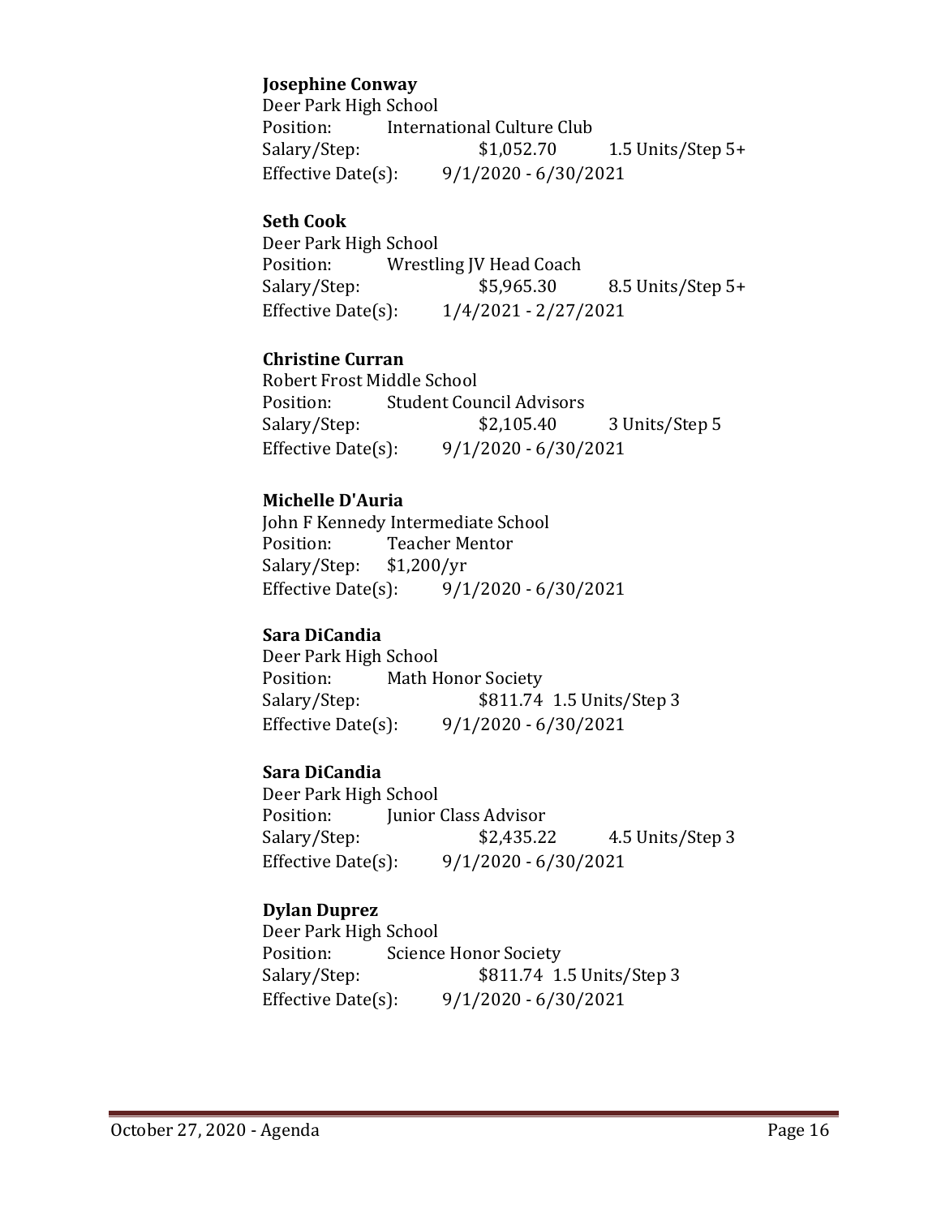**Josephine Conway**
Deer Park High School
Position: International Culture Club
Salary/Step: $1,052.70 1.5 Units/Step 5+
Effective Date(s): 9/1/2020 - 6/30/2021

**Seth Cook**
Deer Park High School
Position: Wrestling JV Head Coach
Salary/Step: $5,965.30 8.5 Units/Step 5+
Effective Date(s): 1/4/2021 - 2/27/2021

**Christine Curran**
Robert Frost Middle School
Position: Student Council Advisors
Salary/Step: $2,105.40 3 Units/Step 5
Effective Date(s): 9/1/2020 - 6/30/2021

**Michelle D'Auria**
John F Kennedy Intermediate School
Position: Teacher Mentor
Salary/Step: $1,200/yr
Effective Date(s): 9/1/2020 - 6/30/2021

**Sara DiCandia**
Deer Park High School
Position: Math Honor Society
Salary/Step: $811.74 1.5 Units/Step 3
Effective Date(s): 9/1/2020 - 6/30/2021

**Sara DiCandia**
Deer Park High School
Position: Junior Class Advisor
Salary/Step: $2,435.22 4.5 Units/Step 3
Effective Date(s): 9/1/2020 - 6/30/2021

**Dylan Duprez**
Deer Park High School
Position: Science Honor Society
Salary/Step: $811.74 1.5 Units/Step 3
Effective Date(s): 9/1/2020 - 6/30/2021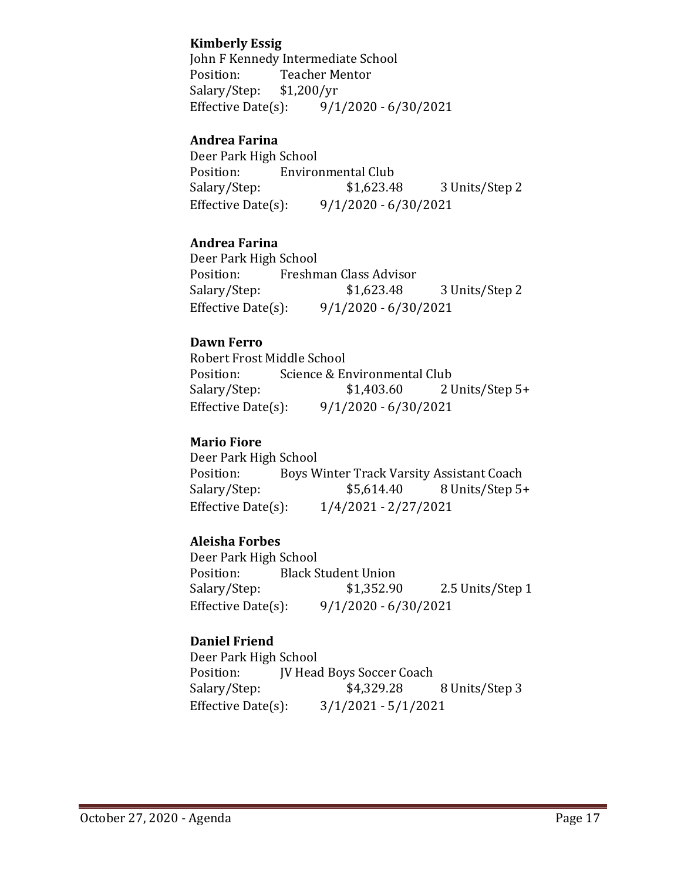**Kimberly Essig**
John F Kennedy Intermediate School
Position: Teacher Mentor
Salary/Step: $1,200/yr
Effective Date(s): 9/1/2020 - 6/30/2021

**Andrea Farina**
Deer Park High School
Position: Environmental Club
Salary/Step: $1,623.48 3 Units/Step 2
Effective Date(s): 9/1/2020 - 6/30/2021

**Andrea Farina**
Deer Park High School
Position: Freshman Class Advisor
Salary/Step: $1,623.48 3 Units/Step 2
Effective Date(s): 9/1/2020 - 6/30/2021

**Dawn Ferro**
Robert Frost Middle School
Position: Science & Environmental Club
Salary/Step: $1,403.60 2 Units/Step 5+
Effective Date(s): 9/1/2020 - 6/30/2021

**Mario Fiore**
Deer Park High School
Position: Boys Winter Track Varsity Assistant Coach
Salary/Step: $5,614.40 8 Units/Step 5+
Effective Date(s): 1/4/2021 - 2/27/2021

**Aleisha Forbes**
Deer Park High School
Position: Black Student Union
Salary/Step: $1,352.90 2.5 Units/Step 1
Effective Date(s): 9/1/2020 - 6/30/2021

**Daniel Friend**
Deer Park High School
Position: JV Head Boys Soccer Coach
Salary/Step: $4,329.28 8 Units/Step 3
Effective Date(s): 3/1/2021 - 5/1/2021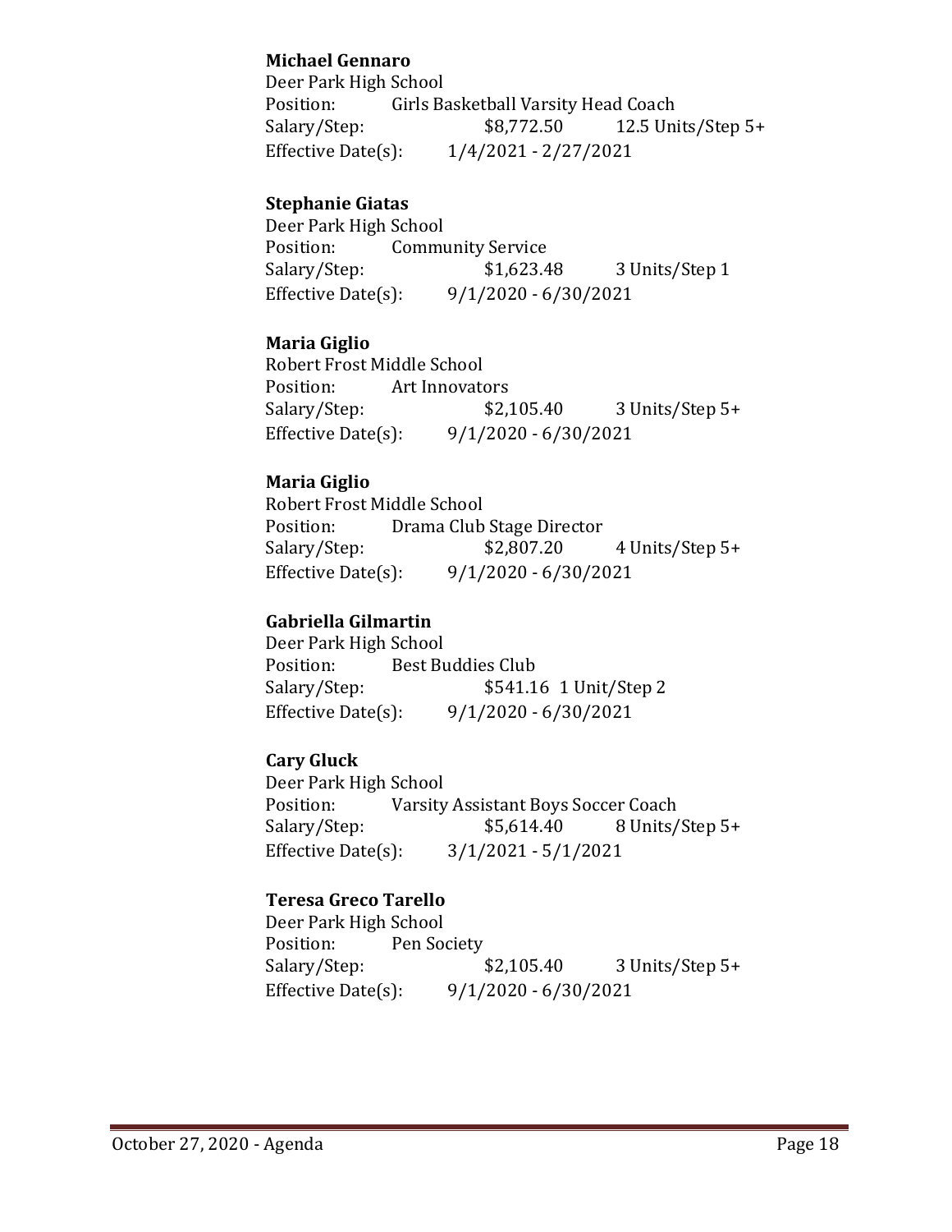**Michael Gennaro**
Deer Park High School
Position: Girls Basketball Varsity Head Coach
Salary/Step: $8,772.50 12.5 Units/Step 5+
Effective Date(s): 1/4/2021 - 2/27/2021

**Stephanie Giatas**
Deer Park High School
Position: Community Service
Salary/Step: $1,623.48 3 Units/Step 1
Effective Date(s): 9/1/2020 - 6/30/2021

**Maria Giglio**
Robert Frost Middle School
Position: Art Innovators
Salary/Step: $2,105.40 3 Units/Step 5+
Effective Date(s): 9/1/2020 - 6/30/2021

**Maria Giglio**
Robert Frost Middle School
Position: Drama Club Stage Director
Salary/Step: $2,807.20 4 Units/Step 5+
Effective Date(s): 9/1/2020 - 6/30/2021

**Gabriella Gilmartin**
Deer Park High School
Position: Best Buddies Club
Salary/Step: $541.16 1 Unit/Step 2
Effective Date(s): 9/1/2020 - 6/30/2021

**Cary Gluck**
Deer Park High School
Position: Varsity Assistant Boys Soccer Coach
Salary/Step: $5,614.40 8 Units/Step 5+
Effective Date(s): 3/1/2021 - 5/1/2021

**Teresa Greco Tarello**
Deer Park High School
Position: Pen Society
Salary/Step: $2,105.40 3 Units/Step 5+
Effective Date(s): 9/1/2020 - 6/30/2021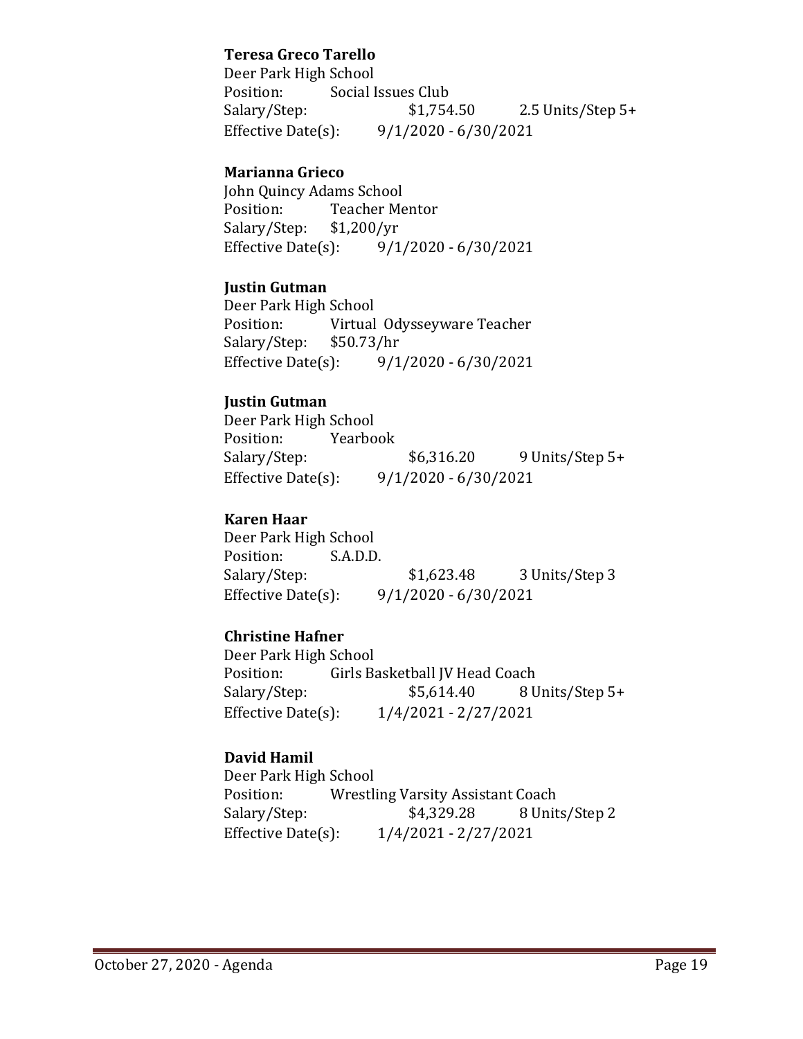**Teresa Greco Tarello**
Deer Park High School
Position: Social Issues Club
Salary/Step: $1,754.50 2.5 Units/Step 5+
Effective Date(s): 9/1/2020 - 6/30/2021

**Marianna Grieco**
John Quincy Adams School
Position: Teacher Mentor
Salary/Step: $1,200/yr
Effective Date(s): 9/1/2020 - 6/30/2021

**Justin Gutman**
Deer Park High School
Position: Virtual Odysseyware Teacher
Salary/Step: $50.73/hr
Effective Date(s): 9/1/2020 - 6/30/2021

**Justin Gutman**
Deer Park High School
Position: Yearbook
Salary/Step: $6,316.20 9 Units/Step 5+
Effective Date(s): 9/1/2020 - 6/30/2021

**Karen Haar**
Deer Park High School
Position: S.A.D.D.
Salary/Step: $1,623.48 3 Units/Step 3
Effective Date(s): 9/1/2020 - 6/30/2021

**Christine Hafner**
Deer Park High School
Position: Girls Basketball JV Head Coach
Salary/Step: $5,614.40 8 Units/Step 5+
Effective Date(s): 1/4/2021 - 2/27/2021

**David Hamil**
Deer Park High School
Position: Wrestling Varsity Assistant Coach
Salary/Step: $4,329.28 8 Units/Step 2
Effective Date(s): 1/4/2021 - 2/27/2021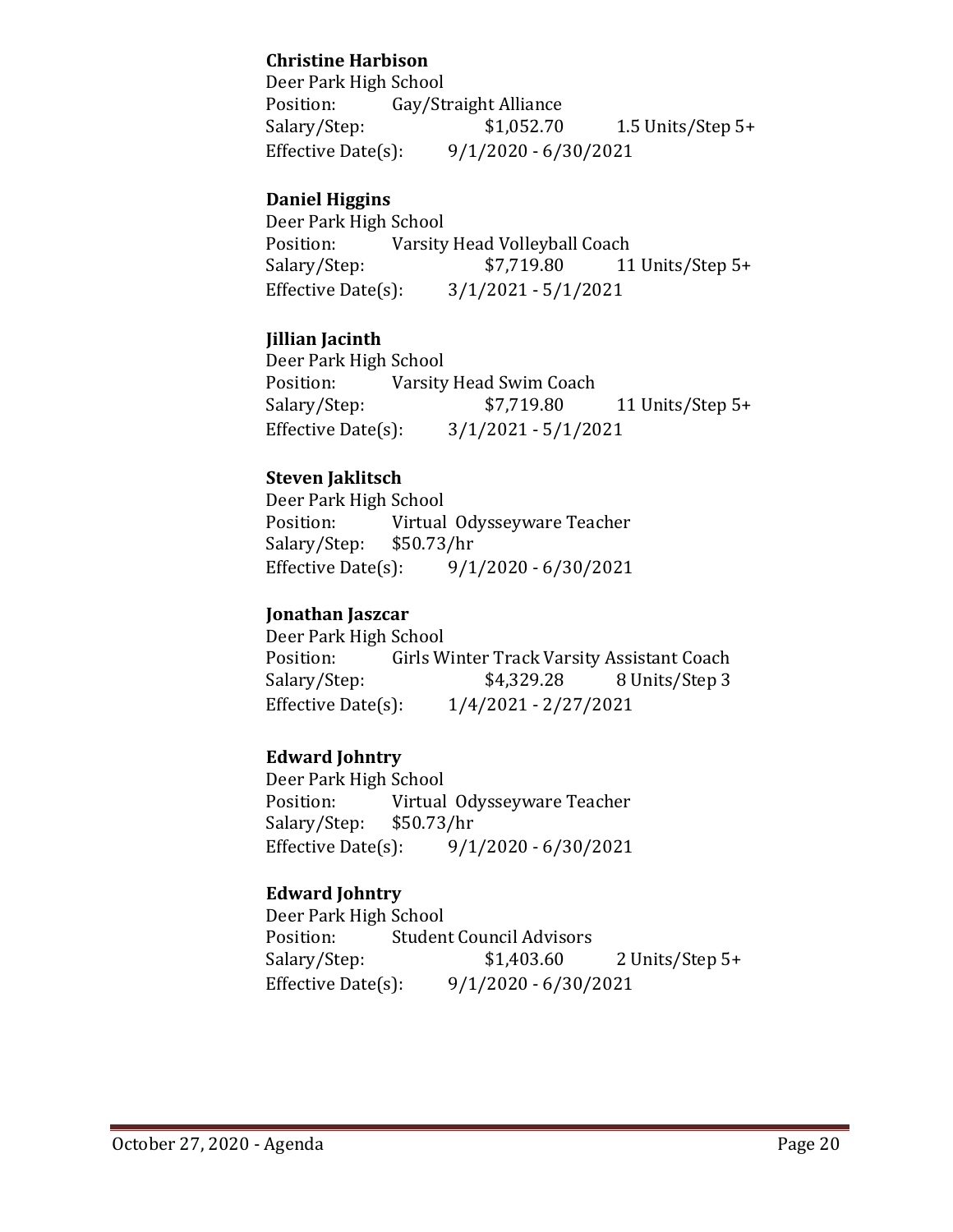**Christine Harbison**  
Deer Park High School  
Position: Gay/Straight Alliance  
Salary/Step: $1,052.70 1.5 Units/Step 5+  
Effective Date(s): 9/1/2020 - 6/30/2021

**Daniel Higgins**  
Deer Park High School  
Position: Varsity Head Volleyball Coach  
Salary/Step: $7,719.80 11 Units/Step 5+  
Effective Date(s): 3/1/2021 - 5/1/2021

**Jillian Jacinth**  
Deer Park High School  
Position: Varsity Head Swim Coach  
Salary/Step: $7,719.80 11 Units/Step 5+  
Effective Date(s): 3/1/2021 - 5/1/2021

**Steven Jaklitsch**  
Deer Park High School  
Position: Virtual Odysseyware Teacher  
Salary/Step: $50.73/hr  
Effective Date(s): 9/1/2020 - 6/30/2021

**Jonathan Jaszcar**  
Deer Park High School  
Position: Girls Winter Track Varsity Assistant Coach  
Salary/Step: $4,329.28 8 Units/Step 3  
Effective Date(s): 1/4/2021 - 2/27/2021

**Edward Johntry**  
Deer Park High School  
Position: Virtual Odysseyware Teacher  
Salary/Step: $50.73/hr  
Effective Date(s): 9/1/2020 - 6/30/2021

**Edward Johntry**  
Deer Park High School  
Position: Student Council Advisors  
Salary/Step: $1,403.60 2 Units/Step 5+  
Effective Date(s): 9/1/2020 - 6/30/2021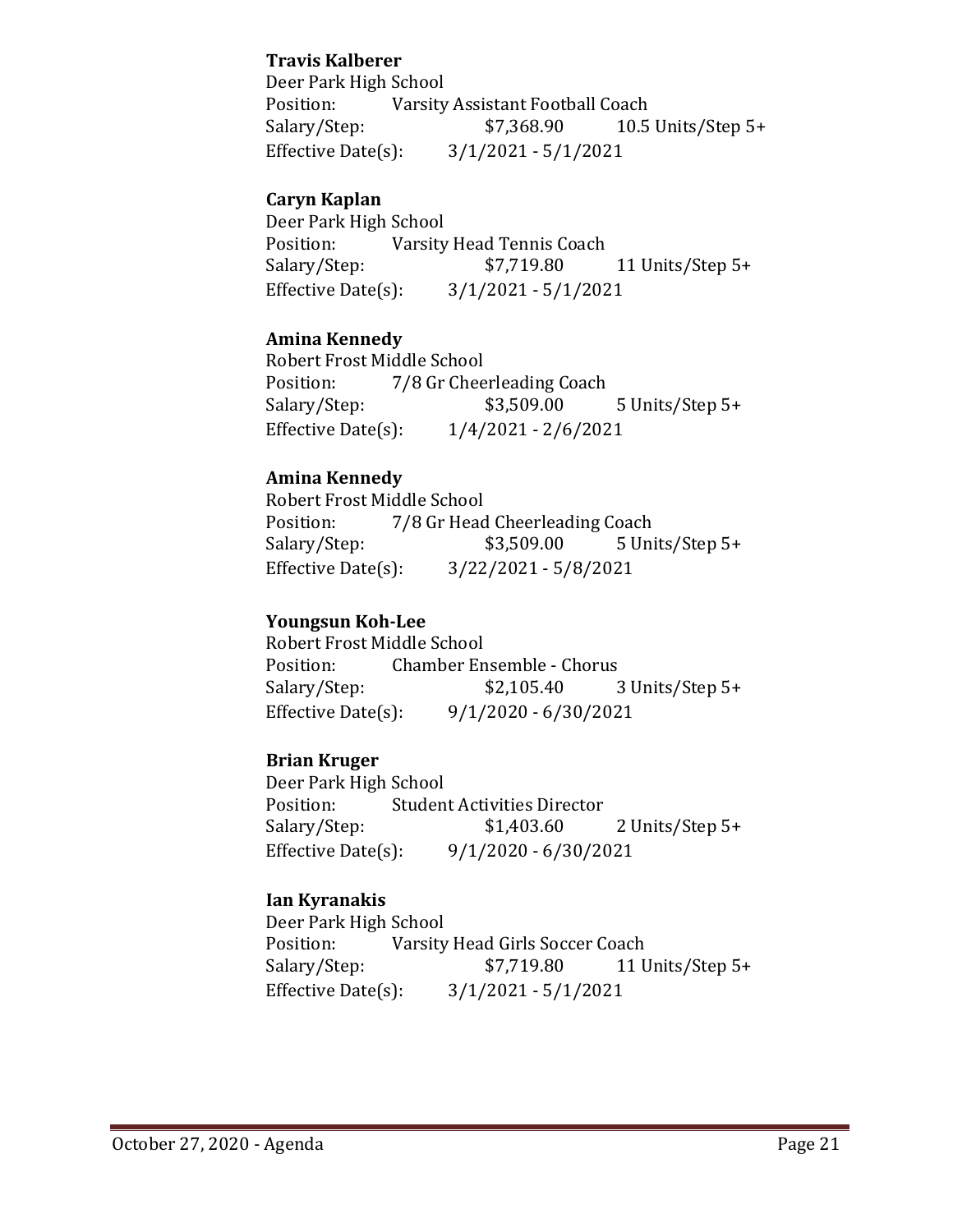**Travis Kalberer**
Deer Park High School
Position: Varsity Assistant Football Coach
Salary/Step: $7,368.90 10.5 Units/Step 5+
Effective Date(s): 3/1/2021 - 5/1/2021

**Caryn Kaplan**
Deer Park High School
Position: Varsity Head Tennis Coach
Salary/Step: $7,719.80 11 Units/Step 5+
Effective Date(s): 3/1/2021 - 5/1/2021

**Amina Kennedy**
Robert Frost Middle School
Position: 7/8 Gr Cheerleading Coach
Salary/Step: $3,509.00 5 Units/Step 5+
Effective Date(s): 1/4/2021 - 2/6/2021

**Amina Kennedy**
Robert Frost Middle School
Position: 7/8 Gr Head Cheerleading Coach
Salary/Step: $3,509.00 5 Units/Step 5+
Effective Date(s): 3/22/2021 - 5/8/2021

**Youngsun Koh-Lee**
Robert Frost Middle School
Position: Chamber Ensemble - Chorus
Salary/Step: $2,105.40 3 Units/Step 5+
Effective Date(s): 9/1/2020 - 6/30/2021

**Brian Kruger**
Deer Park High School
Position: Student Activities Director
Salary/Step: $1,403.60 2 Units/Step 5+
Effective Date(s): 9/1/2020 - 6/30/2021

**Ian Kyranakis**
Deer Park High School
Position: Varsity Head Girls Soccer Coach
Salary/Step: $7,719.80 11 Units/Step 5+
Effective Date(s): 3/1/2021 - 5/1/2021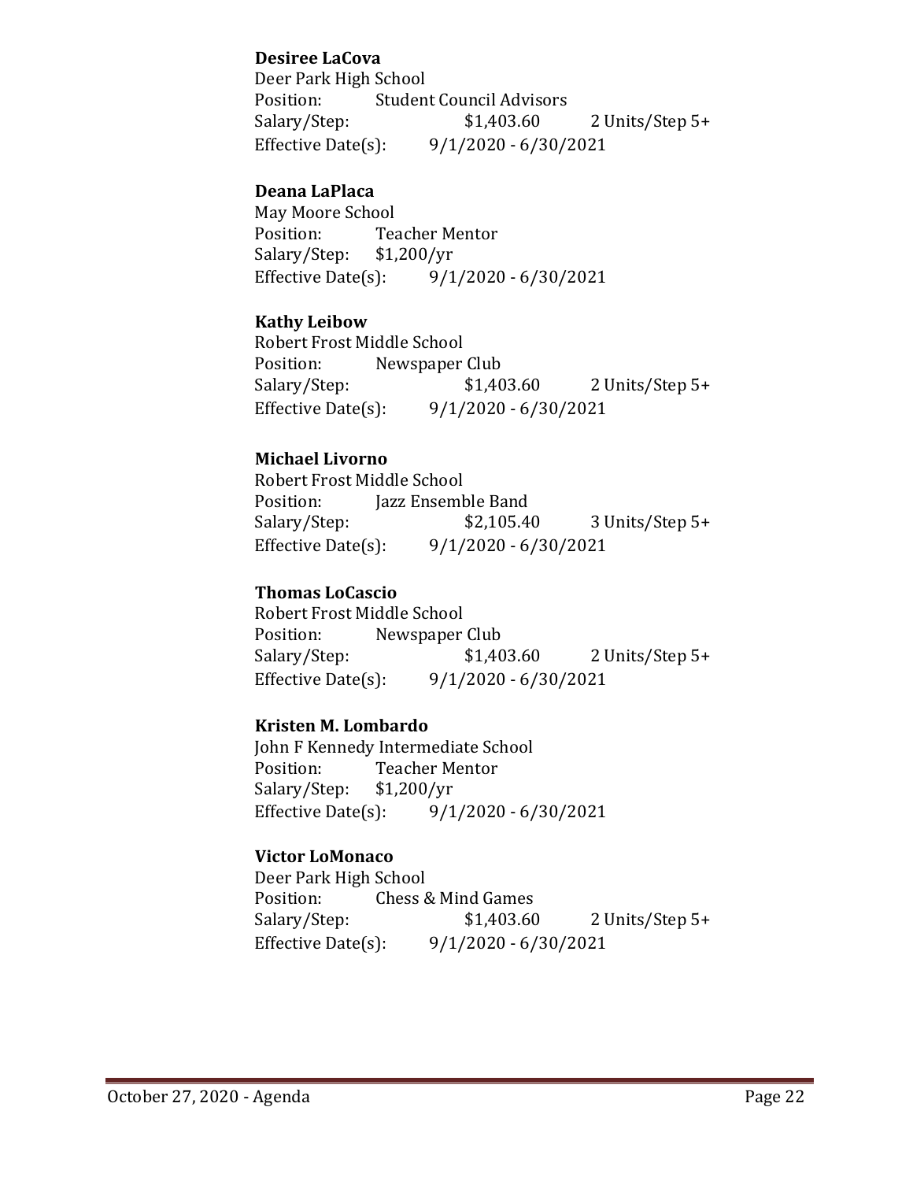**Desiree LaCova**
Deer Park High School
Position: Student Council Advisors
Salary/Step: $1,403.60 2 Units/Step 5+
Effective Date(s): 9/1/2020 - 6/30/2021

**Deana LaPlaca**
May Moore School
Position: Teacher Mentor
Salary/Step: $1,200/yr
Effective Date(s): 9/1/2020 - 6/30/2021

**Kathy Leibow**
Robert Frost Middle School
Position: Newspaper Club
Salary/Step: $1,403.60 2 Units/Step 5+
Effective Date(s): 9/1/2020 - 6/30/2021

**Michael Livorno**
Robert Frost Middle School
Position: Jazz Ensemble Band
Salary/Step: $2,105.40 3 Units/Step 5+
Effective Date(s): 9/1/2020 - 6/30/2021

**Thomas LoCascio**
Robert Frost Middle School
Position: Newspaper Club
Salary/Step: $1,403.60 2 Units/Step 5+
Effective Date(s): 9/1/2020 - 6/30/2021

**Kristen M. Lombardo**
John F Kennedy Intermediate School
Position: Teacher Mentor
Salary/Step: $1,200/yr
Effective Date(s): 9/1/2020 - 6/30/2021

**Victor LoMonaco**
Deer Park High School
Position: Chess & Mind Games
Salary/Step: $1,403.60 2 Units/Step 5+
Effective Date(s): 9/1/2020 - 6/30/2021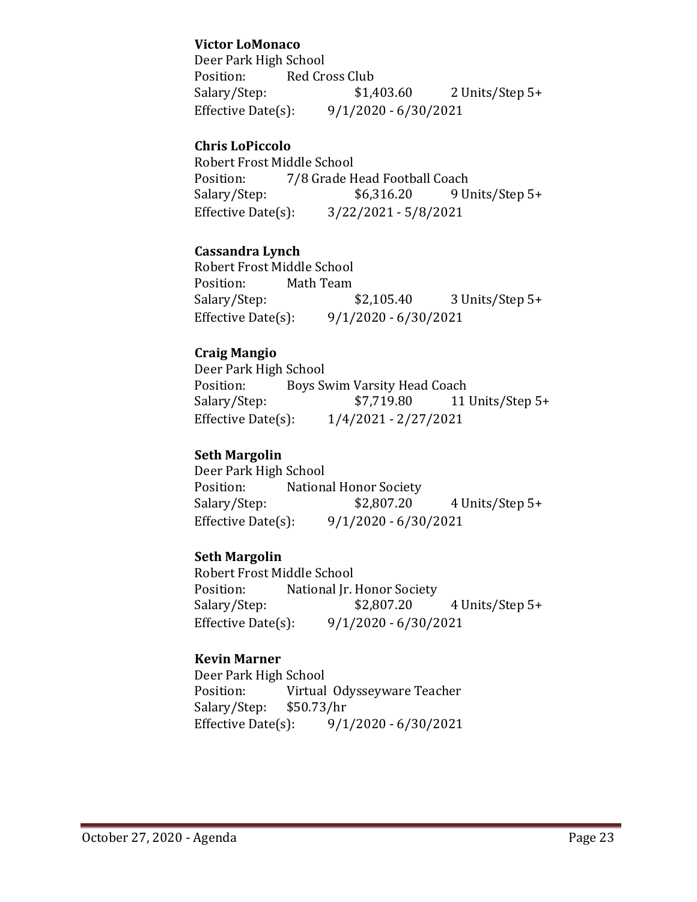**Victor LoMonaco**
Deer Park High School
Position: Red Cross Club
Salary/Step: $1,403.60 2 Units/Step 5+
Effective Date(s): 9/1/2020 - 6/30/2021

**Chris LoPiccolo**
Robert Frost Middle School
Position: 7/8 Grade Head Football Coach
Salary/Step: $6,316.20 9 Units/Step 5+
Effective Date(s): 3/22/2021 - 5/8/2021

**Cassandra Lynch**
Robert Frost Middle School
Position: Math Team
Salary/Step: $2,105.40 3 Units/Step 5+
Effective Date(s): 9/1/2020 - 6/30/2021

**Craig Mangio**
Deer Park High School
Position: Boys Swim Varsity Head Coach
Salary/Step: $7,719.80 11 Units/Step 5+
Effective Date(s): 1/4/2021 - 2/27/2021

**Seth Margolin**
Deer Park High School
Position: National Honor Society
Salary/Step: $2,807.20 4 Units/Step 5+
Effective Date(s): 9/1/2020 - 6/30/2021

**Seth Margolin**
Robert Frost Middle School
Position: National Jr. Honor Society
Salary/Step: $2,807.20 4 Units/Step 5+
Effective Date(s): 9/1/2020 - 6/30/2021

**Kevin Marner**
Deer Park High School
Position: Virtual Odysseyware Teacher
Salary/Step: $50.73/hr
Effective Date(s): 9/1/2020 - 6/30/2021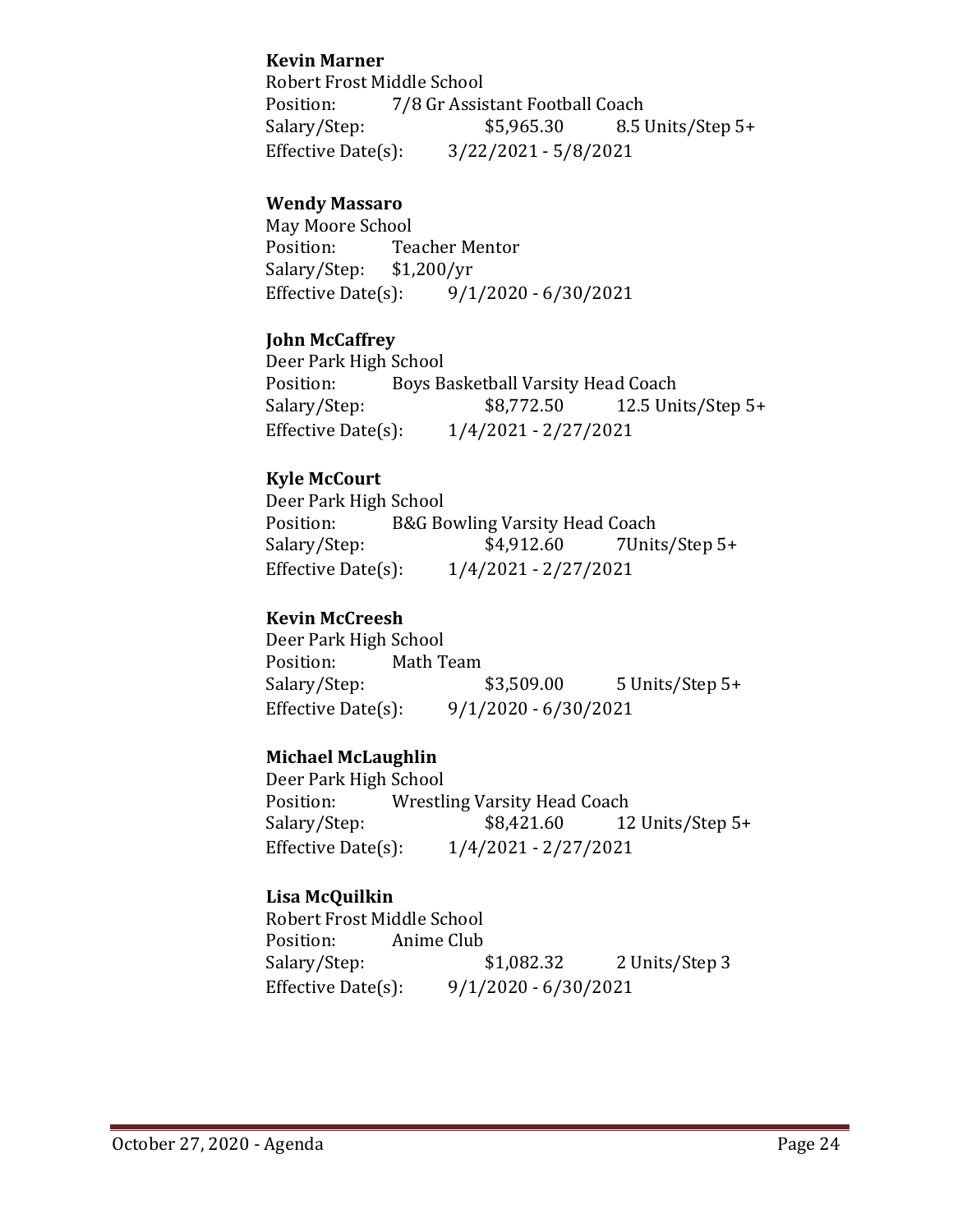**Kevin Marner**
Robert Frost Middle School
Position: 7/8 Gr Assistant Football Coach
Salary/Step: $5,965.30 8.5 Units/Step 5+
Effective Date(s): 3/22/2021 - 5/8/2021

**Wendy Massaro**
May Moore School
Position: Teacher Mentor
Salary/Step: $1,200/yr
Effective Date(s): 9/1/2020 - 6/30/2021

**John McCaffrey**
Deer Park High School
Position: Boys Basketball Varsity Head Coach
Salary/Step: $8,772.50 12.5 Units/Step 5+
Effective Date(s): 1/4/2021 - 2/27/2021

**Kyle McCourt**
Deer Park High School
Position: B&G Bowling Varsity Head Coach
Salary/Step: $4,912.60 7Units/Step 5+
Effective Date(s): 1/4/2021 - 2/27/2021

**Kevin McCreesh**
Deer Park High School
Position: Math Team
Salary/Step: $3,509.00 5 Units/Step 5+
Effective Date(s): 9/1/2020 - 6/30/2021

**Michael McLaughlin**
Deer Park High School
Position: Wrestling Varsity Head Coach
Salary/Step: $8,421.60 12 Units/Step 5+
Effective Date(s): 1/4/2021 - 2/27/2021

**Lisa McQuilkin**
Robert Frost Middle School
Position: Anime Club
Salary/Step: $1,082.32 2 Units/Step 3
Effective Date(s): 9/1/2020 - 6/30/2021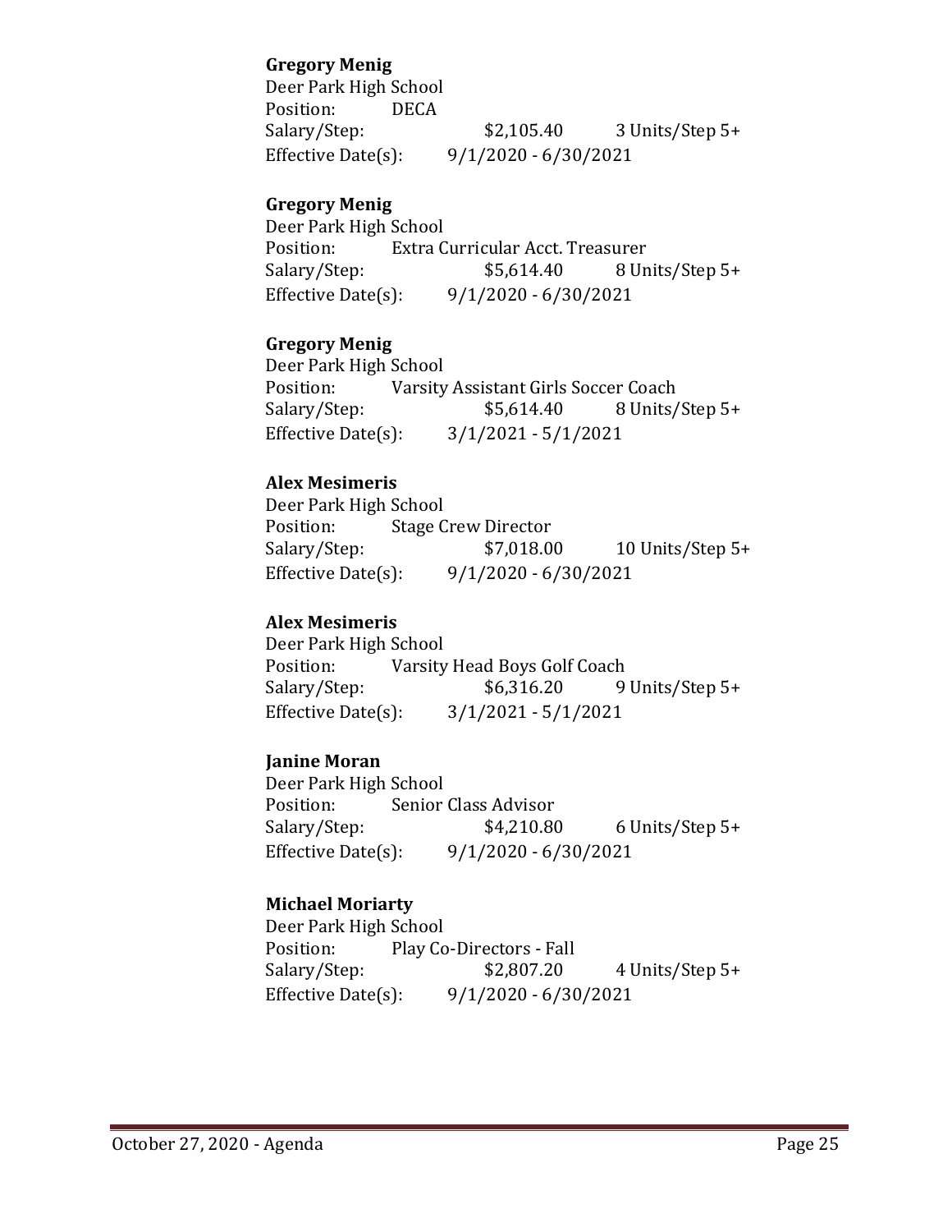**Gregory Menig**
Deer Park High School
Position: DECA
Salary/Step: $2,105.40 3 Units/Step 5+
Effective Date(s): 9/1/2020 - 6/30/2021

**Gregory Menig**
Deer Park High School
Position: Extra Curricular Acct. Treasurer
Salary/Step: $5,614.40 8 Units/Step 5+
Effective Date(s): 9/1/2020 - 6/30/2021

**Gregory Menig**
Deer Park High School
Position: Varsity Assistant Girls Soccer Coach
Salary/Step: $5,614.40 8 Units/Step 5+
Effective Date(s): 3/1/2021 - 5/1/2021

**Alex Mesimeris**
Deer Park High School
Position: Stage Crew Director
Salary/Step: $7,018.00 10 Units/Step 5+
Effective Date(s): 9/1/2020 - 6/30/2021

**Alex Mesimeris**
Deer Park High School
Position: Varsity Head Boys Golf Coach
Salary/Step: $6,316.20 9 Units/Step 5+
Effective Date(s): 3/1/2021 - 5/1/2021

**Janine Moran**
Deer Park High School
Position: Senior Class Advisor
Salary/Step: $4,210.80 6 Units/Step 5+
Effective Date(s): 9/1/2020 - 6/30/2021

**Michael Moriarty**
Deer Park High School
Position: Play Co-Directors - Fall
Salary/Step: $2,807.20 4 Units/Step 5+
Effective Date(s): 9/1/2020 - 6/30/2021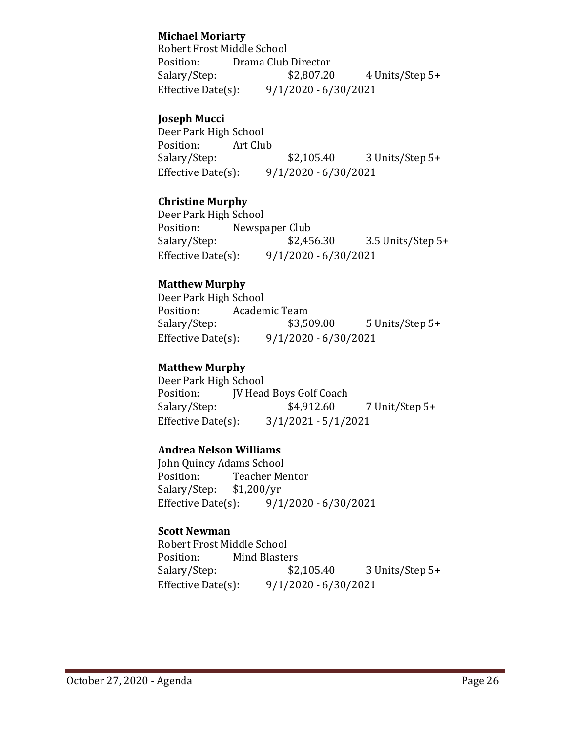**Michael Moriarty**
Robert Frost Middle School
Position: Drama Club Director
Salary/Step: $2,807.20 4 Units/Step 5+
Effective Date(s): 9/1/2020 - 6/30/2021

**Joseph Mucci**
Deer Park High School
Position: Art Club
Salary/Step: $2,105.40 3 Units/Step 5+
Effective Date(s): 9/1/2020 - 6/30/2021

**Christine Murphy**
Deer Park High School
Position: Newspaper Club
Salary/Step: $2,456.30 3.5 Units/Step 5+
Effective Date(s): 9/1/2020 - 6/30/2021

**Matthew Murphy**
Deer Park High School
Position: Academic Team
Salary/Step: $3,509.00 5 Units/Step 5+
Effective Date(s): 9/1/2020 - 6/30/2021

**Matthew Murphy**
Deer Park High School
Position: JV Head Boys Golf Coach
Salary/Step: $4,912.60 7 Unit/Step 5+
Effective Date(s): 3/1/2021 - 5/1/2021

**Andrea Nelson Williams**
John Quincy Adams School
Position: Teacher Mentor
Salary/Step: $1,200/yr
Effective Date(s): 9/1/2020 - 6/30/2021

**Scott Newman**
Robert Frost Middle School
Position: Mind Blasters
Salary/Step: $2,105.40 3 Units/Step 5+
Effective Date(s): 9/1/2020 - 6/30/2021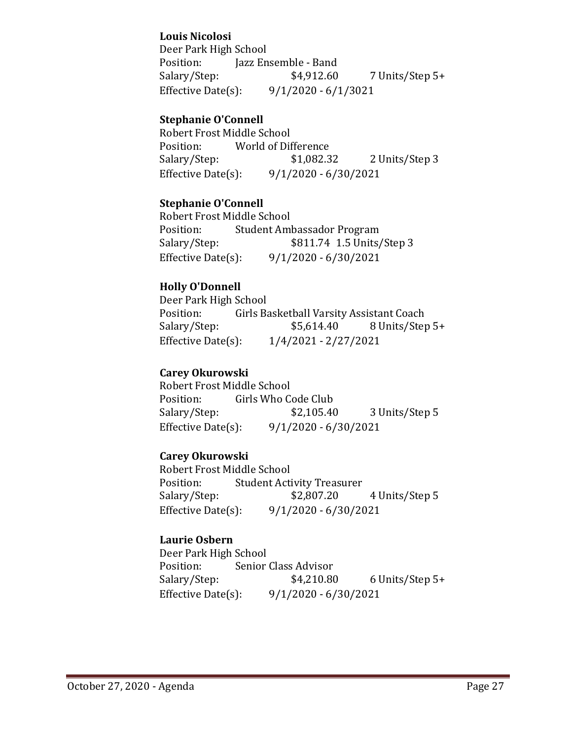**Louis Nicolosi**
Deer Park High School
Position: Jazz Ensemble - Band
Salary/Step: $4,912.60 7 Units/Step 5+
Effective Date(s): 9/1/2020 - 6/1/3021

**Stephanie O'Connell**
Robert Frost Middle School
Position: World of Difference
Salary/Step: $1,082.32 2 Units/Step 3
Effective Date(s): 9/1/2020 - 6/30/2021

**Stephanie O'Connell**
Robert Frost Middle School
Position: Student Ambassador Program
Salary/Step: $811.74 1.5 Units/Step 3
Effective Date(s): 9/1/2020 - 6/30/2021

**Holly O'Donnell**
Deer Park High School
Position: Girls Basketball Varsity Assistant Coach
Salary/Step: $5,614.40 8 Units/Step 5+
Effective Date(s): 1/4/2021 - 2/27/2021

**Carey Okurowski**
Robert Frost Middle School
Position: Girls Who Code Club
Salary/Step: $2,105.40 3 Units/Step 5
Effective Date(s): 9/1/2020 - 6/30/2021

**Carey Okurowski**
Robert Frost Middle School
Position: Student Activity Treasurer
Salary/Step: $2,807.20 4 Units/Step 5
Effective Date(s): 9/1/2020 - 6/30/2021

**Laurie Osbern**
Deer Park High School
Position: Senior Class Advisor
Salary/Step: $4,210.80 6 Units/Step 5+
Effective Date(s): 9/1/2020 - 6/30/2021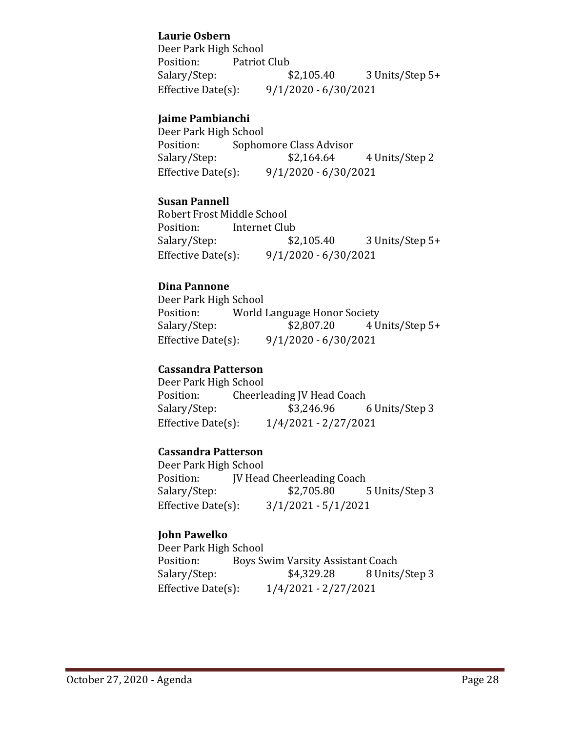**Laurie Osbern**
Deer Park High School
Position: Patriot Club
Salary/Step: $2,105.40 3 Units/Step 5+
Effective Date(s): 9/1/2020 - 6/30/2021

**Jaime Pambianchi**
Deer Park High School
Position: Sophomore Class Advisor
Salary/Step: $2,164.64 4 Units/Step 2
Effective Date(s): 9/1/2020 - 6/30/2021

**Susan Pannell**
Robert Frost Middle School
Position: Internet Club
Salary/Step: $2,105.40 3 Units/Step 5+
Effective Date(s): 9/1/2020 - 6/30/2021

**Dina Pannone**
Deer Park High School
Position: World Language Honor Society
Salary/Step: $2,807.20 4 Units/Step 5+
Effective Date(s): 9/1/2020 - 6/30/2021

**Cassandra Patterson**
Deer Park High School
Position: Cheerleading JV Head Coach
Salary/Step: $3,246.96 6 Units/Step 3
Effective Date(s): 1/4/2021 - 2/27/2021

**Cassandra Patterson**
Deer Park High School
Position: JV Head Cheerleading Coach
Salary/Step: $2,705.80 5 Units/Step 3
Effective Date(s): 3/1/2021 - 5/1/2021

**John Pawelko**
Deer Park High School
Position: Boys Swim Varsity Assistant Coach
Salary/Step: $4,329.28 8 Units/Step 3
Effective Date(s): 1/4/2021 - 2/27/2021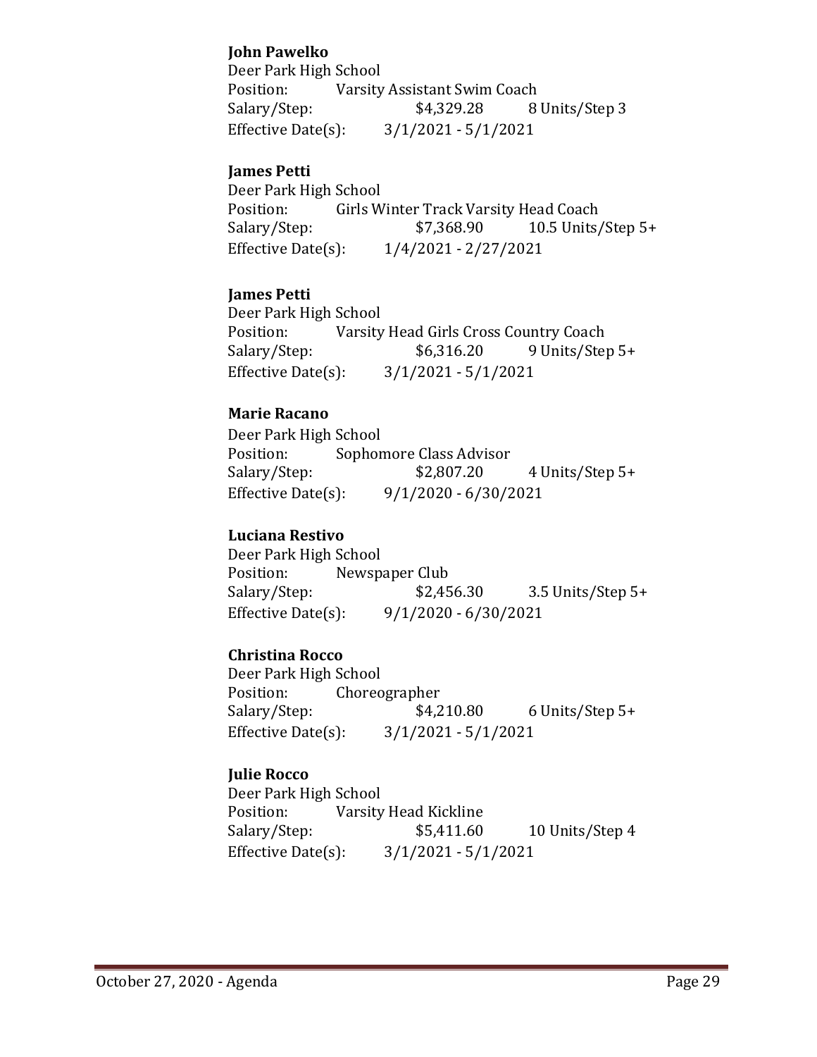**John Pawelko**
Deer Park High School
Position: Varsity Assistant Swim Coach
Salary/Step: $4,329.28 8 Units/Step 3
Effective Date(s): 3/1/2021 - 5/1/2021

**James Petti**
Deer Park High School
Position: Girls Winter Track Varsity Head Coach
Salary/Step: $7,368.90 10.5 Units/Step 5+
Effective Date(s): 1/4/2021 - 2/27/2021

**James Petti**
Deer Park High School
Position: Varsity Head Girls Cross Country Coach
Salary/Step: $6,316.20 9 Units/Step 5+
Effective Date(s): 3/1/2021 - 5/1/2021

**Marie Racano**
Deer Park High School
Position: Sophomore Class Advisor
Salary/Step: $2,807.20 4 Units/Step 5+
Effective Date(s): 9/1/2020 - 6/30/2021

**Luciana Restivo**
Deer Park High School
Position: Newspaper Club
Salary/Step: $2,456.30 3.5 Units/Step 5+
Effective Date(s): 9/1/2020 - 6/30/2021

**Christina Rocco**
Deer Park High School
Position: Choreographer
Salary/Step: $4,210.80 6 Units/Step 5+
Effective Date(s): 3/1/2021 - 5/1/2021

**Julie Rocco**
Deer Park High School
Position: Varsity Head Kickline
Salary/Step: $5,411.60 10 Units/Step 4
Effective Date(s): 3/1/2021 - 5/1/2021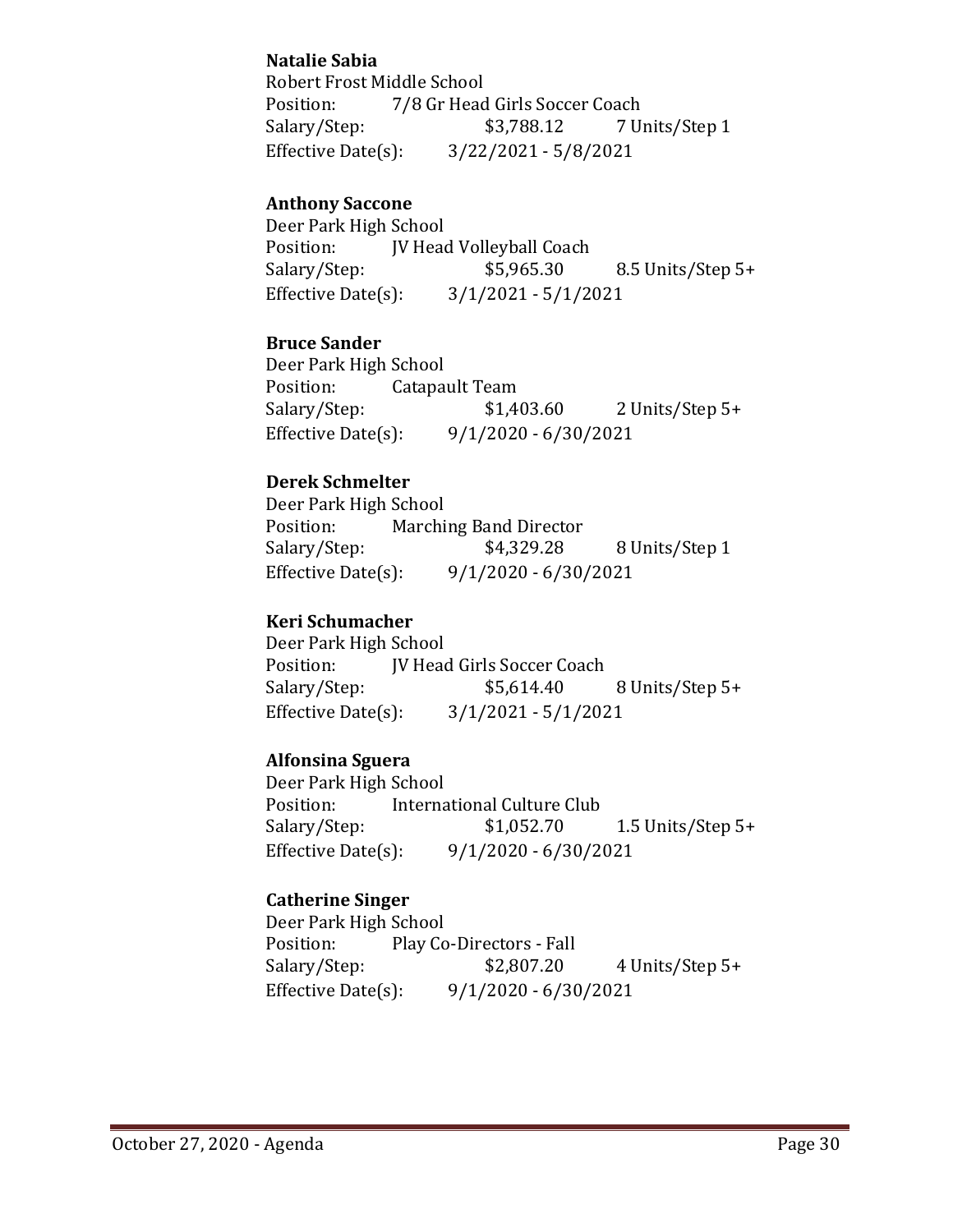**Natalie Sabia**
Robert Frost Middle School
Position: 7/8 Gr Head Girls Soccer Coach
Salary/Step: $3,788.12 7 Units/Step 1
Effective Date(s): 3/22/2021 - 5/8/2021

**Anthony Saccone**
Deer Park High School
Position: JV Head Volleyball Coach
Salary/Step: $5,965.30 8.5 Units/Step 5+
Effective Date(s): 3/1/2021 - 5/1/2021

**Bruce Sander**
Deer Park High School
Position: Catapault Team
Salary/Step: $1,403.60 2 Units/Step 5+
Effective Date(s): 9/1/2020 - 6/30/2021

**Derek Schmelter**
Deer Park High School
Position: Marching Band Director
Salary/Step: $4,329.28 8 Units/Step 1
Effective Date(s): 9/1/2020 - 6/30/2021

**Keri Schumacher**
Deer Park High School
Position: JV Head Girls Soccer Coach
Salary/Step: $5,614.40 8 Units/Step 5+
Effective Date(s): 3/1/2021 - 5/1/2021

**Alfonsina Sguera**
Deer Park High School
Position: International Culture Club
Salary/Step: $1,052.70 1.5 Units/Step 5+
Effective Date(s): 9/1/2020 - 6/30/2021

**Catherine Singer**
Deer Park High School
Position: Play Co-Directors - Fall
Salary/Step: $2,807.20 4 Units/Step 5+
Effective Date(s): 9/1/2020 - 6/30/2021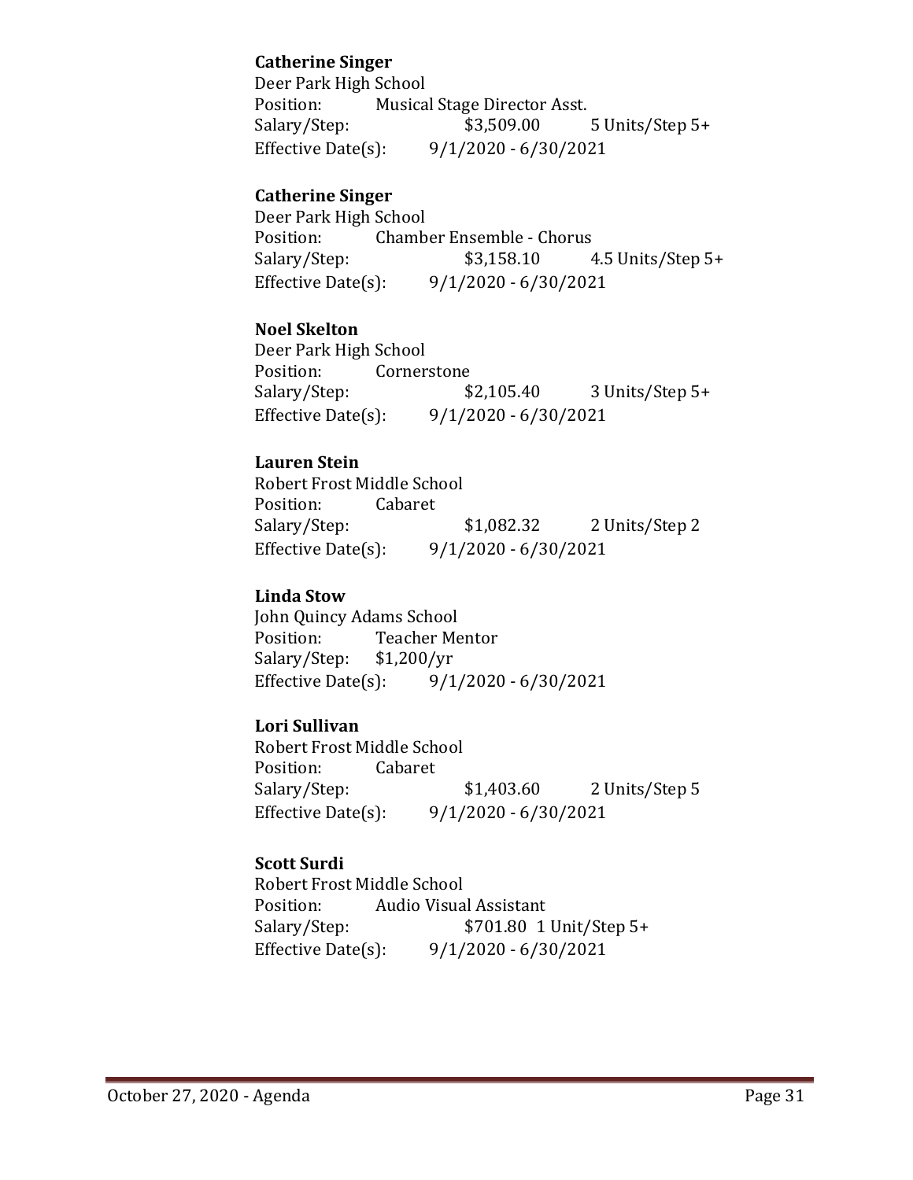**Catherine Singer**
Deer Park High School
Position: Musical Stage Director Asst.
Salary/Step: $3,509.00 5 Units/Step 5+
Effective Date(s): 9/1/2020 - 6/30/2021

**Catherine Singer**
Deer Park High School
Position: Chamber Ensemble - Chorus
Salary/Step: $3,158.10 4.5 Units/Step 5+
Effective Date(s): 9/1/2020 - 6/30/2021

**Noel Skelton**
Deer Park High School
Position: Cornerstone
Salary/Step: $2,105.40 3 Units/Step 5+
Effective Date(s): 9/1/2020 - 6/30/2021

**Lauren Stein**
Robert Frost Middle School
Position: Cabaret
Salary/Step: $1,082.32 2 Units/Step 2
Effective Date(s): 9/1/2020 - 6/30/2021

**Linda Stow**
John Quincy Adams School
Position: Teacher Mentor
Salary/Step: $1,200/yr
Effective Date(s): 9/1/2020 - 6/30/2021

**Lori Sullivan**
Robert Frost Middle School
Position: Cabaret
Salary/Step: $1,403.60 2 Units/Step 5
Effective Date(s): 9/1/2020 - 6/30/2021

**Scott Surdi**
Robert Frost Middle School
Position: Audio Visual Assistant
Salary/Step: $701.80 1 Unit/Step 5+
Effective Date(s): 9/1/2020 - 6/30/2021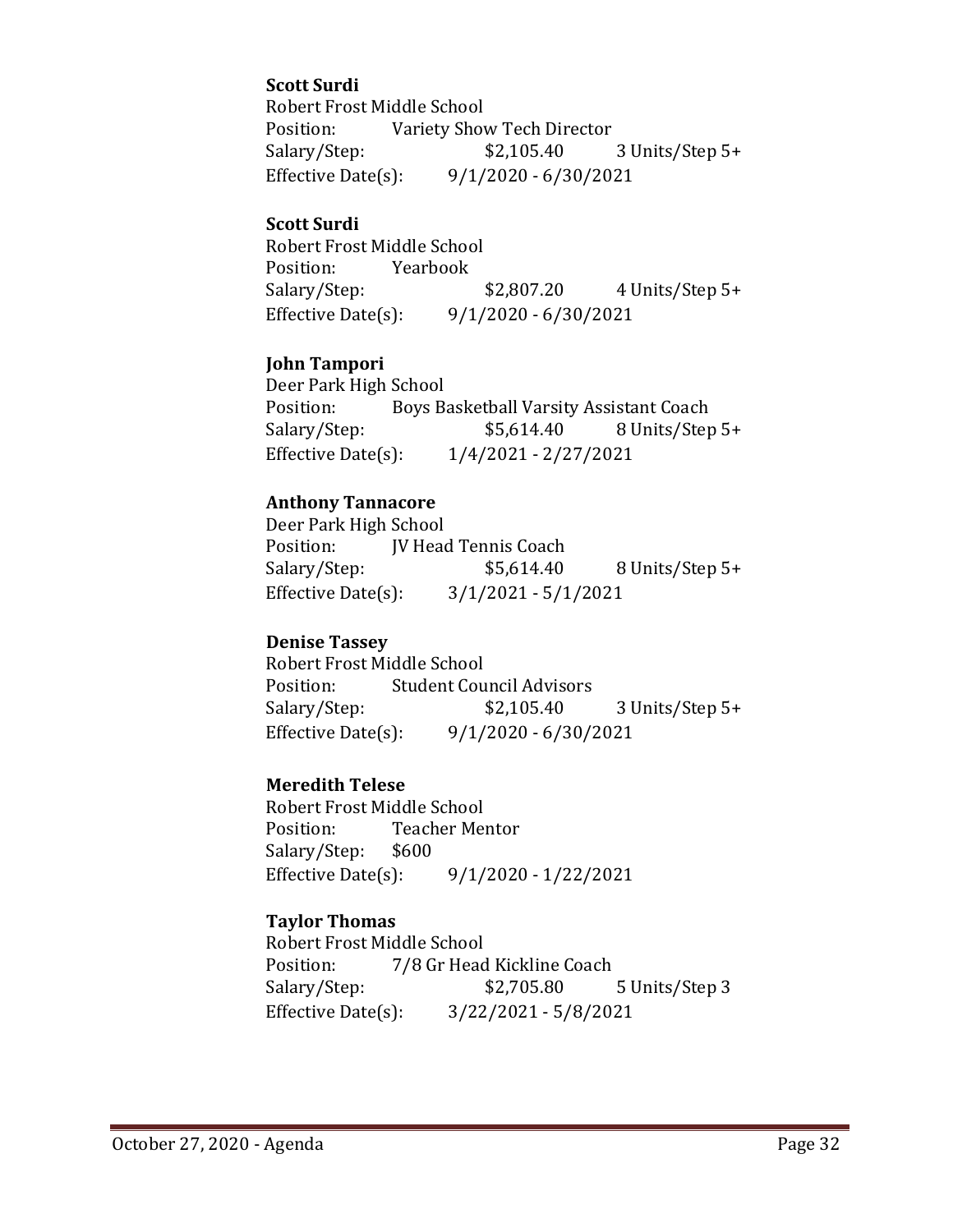**Scott Surdi**
Robert Frost Middle School
Position: Variety Show Tech Director
Salary/Step: $2,105.40 3 Units/Step 5+
Effective Date(s): 9/1/2020 - 6/30/2021

**Scott Surdi**
Robert Frost Middle School
Position: Yearbook
Salary/Step: $2,807.20 4 Units/Step 5+
Effective Date(s): 9/1/2020 - 6/30/2021

**John Tampori**
Deer Park High School
Position: Boys Basketball Varsity Assistant Coach
Salary/Step: $5,614.40 8 Units/Step 5+
Effective Date(s): 1/4/2021 - 2/27/2021

**Anthony Tannacore**
Deer Park High School
Position: JV Head Tennis Coach
Salary/Step: $5,614.40 8 Units/Step 5+
Effective Date(s): 3/1/2021 - 5/1/2021

**Denise Tassey**
Robert Frost Middle School
Position: Student Council Advisors
Salary/Step: $2,105.40 3 Units/Step 5+
Effective Date(s): 9/1/2020 - 6/30/2021

**Meredith Telese**
Robert Frost Middle School
Position: Teacher Mentor
Salary/Step: $600
Effective Date(s): 9/1/2020 - 1/22/2021

**Taylor Thomas**
Robert Frost Middle School
Position: 7/8 Gr Head Kickline Coach
Salary/Step: $2,705.80 5 Units/Step 3
Effective Date(s): 3/22/2021 - 5/8/2021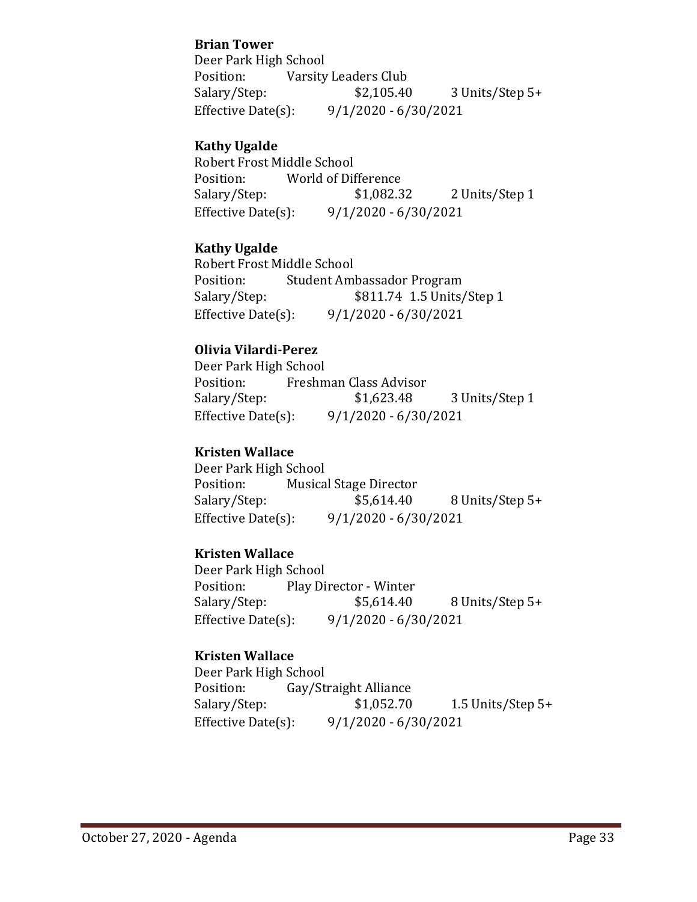**Brian Tower**
Deer Park High School
Position: Varsity Leaders Club
Salary/Step: $2,105.40 3 Units/Step 5+
Effective Date(s): 9/1/2020 - 6/30/2021

**Kathy Ugalde**
Robert Frost Middle School
Position: World of Difference
Salary/Step: $1,082.32 2 Units/Step 1
Effective Date(s): 9/1/2020 - 6/30/2021

**Kathy Ugalde**
Robert Frost Middle School
Position: Student Ambassador Program
Salary/Step: $811.74 1.5 Units/Step 1
Effective Date(s): 9/1/2020 - 6/30/2021

**Olivia Vilardi-Perez**
Deer Park High School
Position: Freshman Class Advisor
Salary/Step: $1,623.48 3 Units/Step 1
Effective Date(s): 9/1/2020 - 6/30/2021

**Kristen Wallace**
Deer Park High School
Position: Musical Stage Director
Salary/Step: $5,614.40 8 Units/Step 5+
Effective Date(s): 9/1/2020 - 6/30/2021

**Kristen Wallace**
Deer Park High School
Position: Play Director - Winter
Salary/Step: $5,614.40 8 Units/Step 5+
Effective Date(s): 9/1/2020 - 6/30/2021

**Kristen Wallace**
Deer Park High School
Position: Gay/Straight Alliance
Salary/Step: $1,052.70 1.5 Units/Step 5+
Effective Date(s): 9/1/2020 - 6/30/2021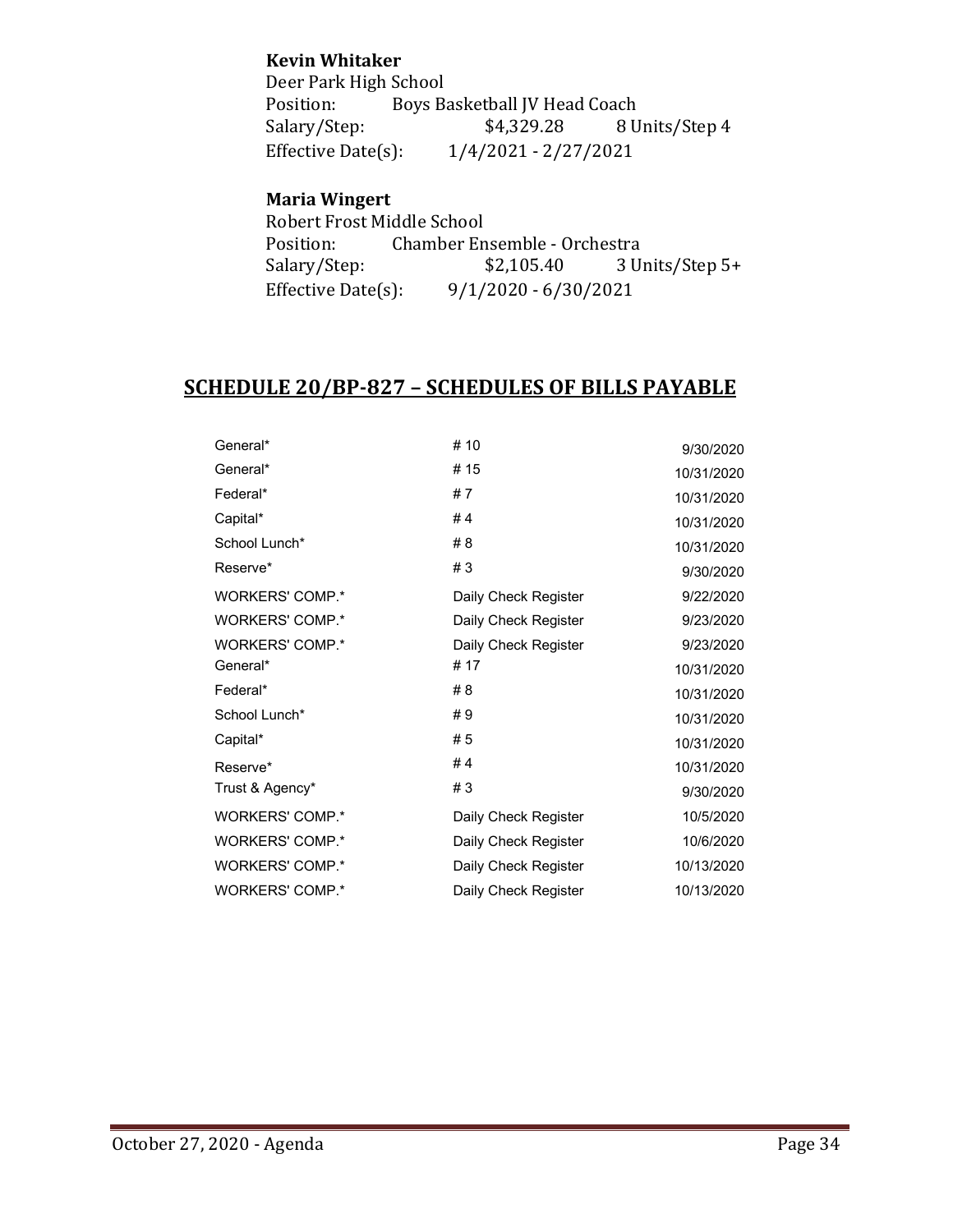**Kevin Whitaker**
Deer Park High School
Position: Boys Basketball JV Head Coach
Salary/Step: $4,329.28 8 Units/Step 4
Effective Date(s): 1/4/2021 - 2/27/2021

**Maria Wingert**
Robert Frost Middle School
Position: Chamber Ensemble - Orchestra
Salary/Step: $2,105.40 3 Units/Step 5+
Effective Date(s): 9/1/2020 - 6/30/2021

## SCHEDULE 20/BP-827 – SCHEDULES OF BILLS PAYABLE

| | | |
|---|---|---|
| General* | # 10 | 9/30/2020 |
| General* | # 15 | 10/31/2020 |
| Federal* | # 7 | 10/31/2020 |
| Capital* | # 4 | 10/31/2020 |
| School Lunch* | # 8 | 10/31/2020 |
| Reserve* | # 3 | 9/30/2020 |
| WORKERS' COMP.* | Daily Check Register | 9/22/2020 |
| WORKERS' COMP.* | Daily Check Register | 9/23/2020 |
| WORKERS' COMP.* | Daily Check Register | 9/23/2020 |
| General* | # 17 | 10/31/2020 |
| Federal* | # 8 | 10/31/2020 |
| School Lunch* | # 9 | 10/31/2020 |
| Capital* | # 5 | 10/31/2020 |
| Reserve* | # 4 | 10/31/2020 |
| Trust & Agency* | # 3 | 9/30/2020 |
| WORKERS' COMP.* | Daily Check Register | 10/5/2020 |
| WORKERS' COMP.* | Daily Check Register | 10/6/2020 |
| WORKERS' COMP.* | Daily Check Register | 10/13/2020 |
| WORKERS' COMP.* | Daily Check Register | 10/13/2020 |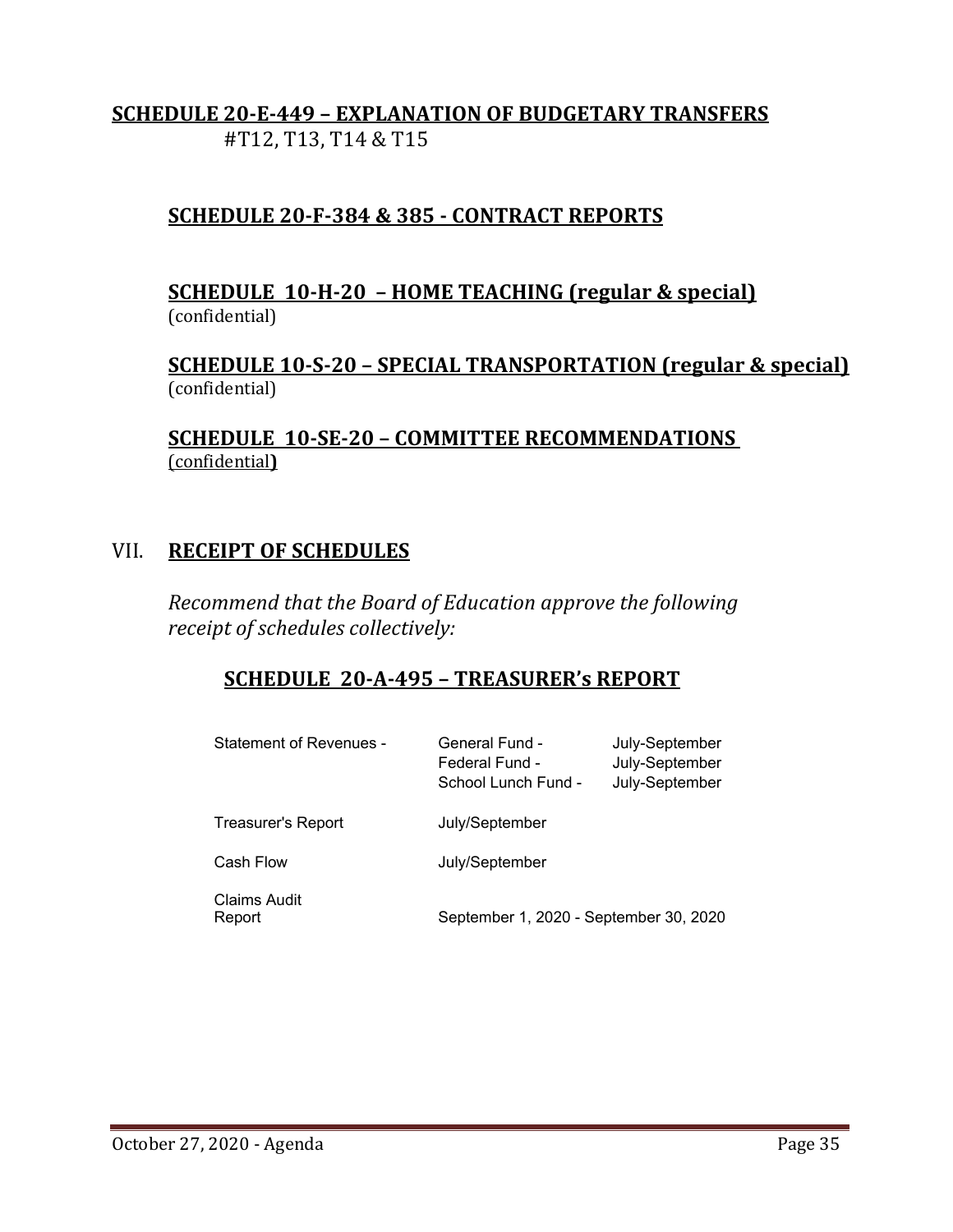**SCHEDULE 20-E-449 – EXPLANATION OF BUDGETARY TRANSFERS**
#T12, T13, T14 & T15

**SCHEDULE 20-F-384 & 385 - CONTRACT REPORTS**

**SCHEDULE 10-H-20 – HOME TEACHING (regular & special)**
(confidential)

**SCHEDULE 10-S-20 – SPECIAL TRANSPORTATION (regular & special)**
(confidential)

**SCHEDULE 10-SE-20 – COMMITTEE RECOMMENDATIONS**
(confidential**)**

## VII. RECEIPT OF SCHEDULES

*Recommend that the Board of Education approve the following receipt of schedules collectively:*

### SCHEDULE 20-A-495 – TREASURER's REPORT

| | | |
|---|---|---|
| Statement of Revenues - | General Fund - | July-September |
| | Federal Fund - | July-September |
| | School Lunch Fund - | July-September |
| Treasurer's Report | July/September | |
| Cash Flow | July/September | |
| Claims Audit Report | September 1, 2020 - September 30, 2020 | |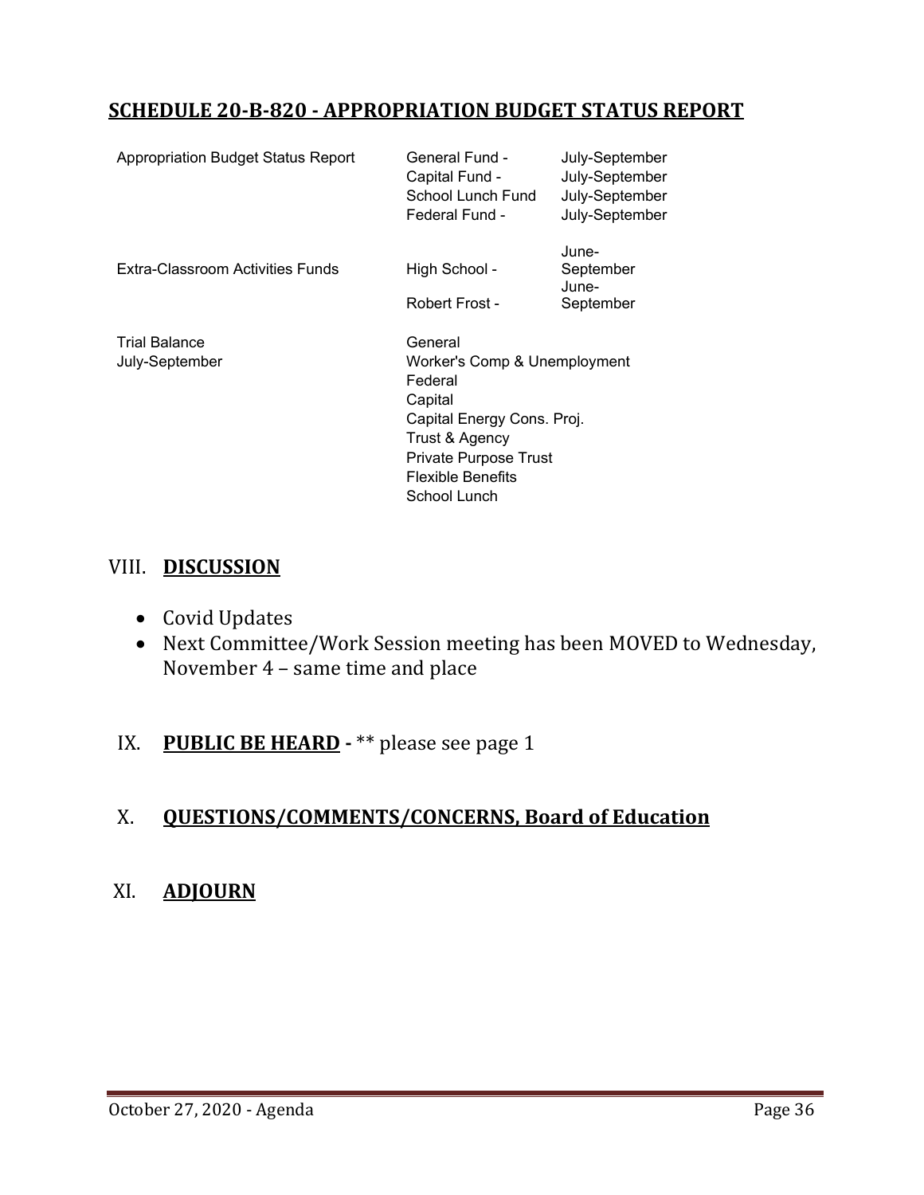## SCHEDULE 20-B-820 - APPROPRIATION BUDGET STATUS REPORT

| | | |
|---|---|---|
| Appropriation Budget Status Report | General Fund - | July-September |
| | Capital Fund - | July-September |
| | School Lunch Fund | July-September |
| | Federal Fund - | July-September |
| Extra-Classroom Activities Funds | High School - | June-September |
| | Robert Frost - | June-September |
| Trial Balance | General | |
| July-September | Worker's Comp & Unemployment | |
| | Federal | |
| | Capital | |
| | Capital Energy Cons. Proj. | |
| | Trust & Agency | |
| | Private Purpose Trust | |
| | Flexible Benefits | |
| | School Lunch | |

## VIII. DISCUSSION

- Covid Updates
- Next Committee/Work Session meeting has been MOVED to Wednesday, November 4 – same time and place

## IX. PUBLIC BE HEARD - ** please see page 1

## X. QUESTIONS/COMMENTS/CONCERNS, Board of Education

## XI. ADJOURN